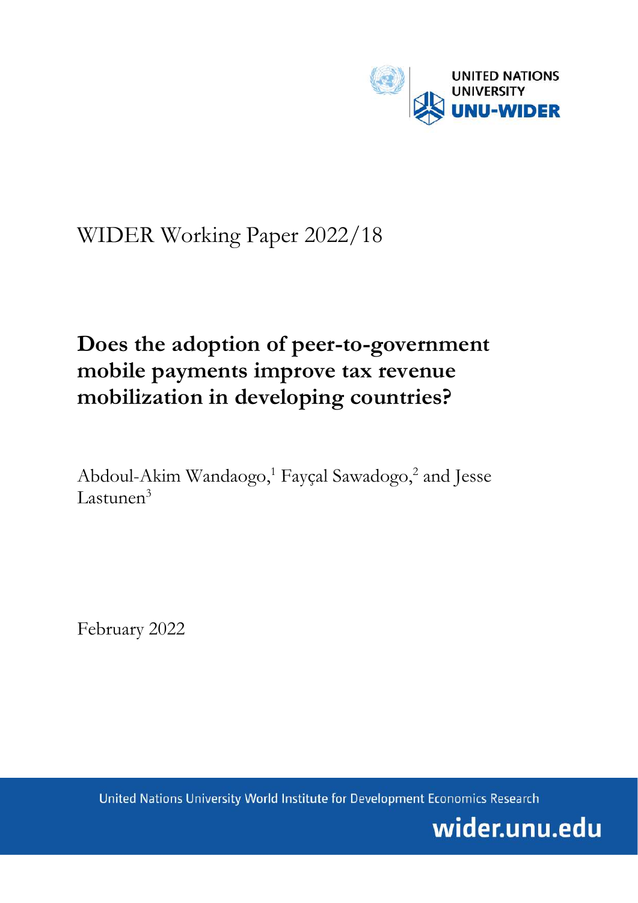UNITED NATIONS UNIVERSITY

UNU-WIDER

WIDER Working Paper 2022/18

# Does the adoption of peer-to-government mobile payments improve tax revenue mobilization in developing countries?

Abdoul-Akim Wandaogo,[1] Fayçal Sawadogo,[2] and Jesse Lastunen[3]

February 2022

United Nations University World Institute for Development Economics Research

wider.unu.edu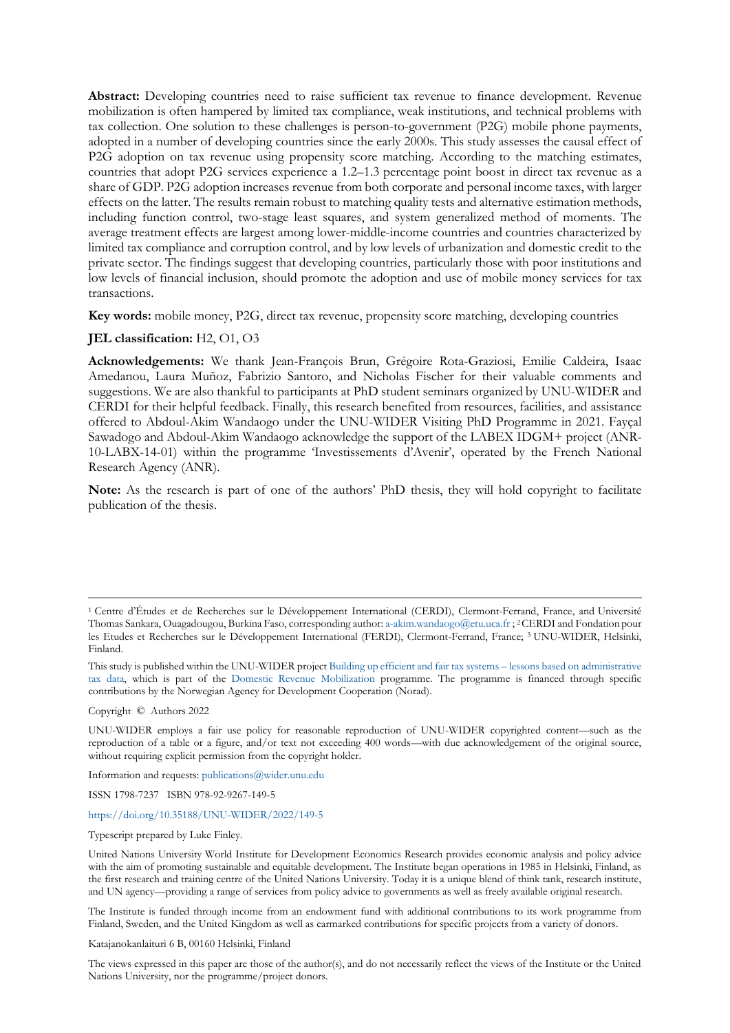**Abstract:** Developing countries need to raise sufficient tax revenue to finance development. Revenue mobilization is often hampered by limited tax compliance, weak institutions, and technical problems with tax collection. One solution to these challenges is person-to-government (P2G) mobile phone payments, adopted in a number of developing countries since the early 2000s. This study assesses the causal effect of P2G adoption on tax revenue using propensity score matching. According to the matching estimates, countries that adopt P2G services experience a 1.2–1.3 percentage point boost in direct tax revenue as a share of GDP. P2G adoption increases revenue from both corporate and personal income taxes, with larger effects on the latter. The results remain robust to matching quality tests and alternative estimation methods, including function control, two-stage least squares, and system generalized method of moments. The average treatment effects are largest among lower-middle-income countries and countries characterized by limited tax compliance and corruption control, and by low levels of urbanization and domestic credit to the private sector. The findings suggest that developing countries, particularly those with poor institutions and low levels of financial inclusion, should promote the adoption and use of mobile money services for tax transactions.

**Key words:** mobile money, P2G, direct tax revenue, propensity score matching, developing countries

**JEL classification:** H2, O1, O3

**Acknowledgements:** We thank Jean-François Brun, Grégoire Rota-Graziosi, Emilie Caldeira, Isaac Amedanou, Laura Muñoz, Fabrizio Santoro, and Nicholas Fischer for their valuable comments and suggestions. We are also thankful to participants at PhD student seminars organized by UNU-WIDER and CERDI for their helpful feedback. Finally, this research benefited from resources, facilities, and assistance offered to Abdoul-Akim Wandaogo under the UNU-WIDER Visiting PhD Programme in 2021. Fayçal Sawadogo and Abdoul-Akim Wandaogo acknowledge the support of the LABEX IDGM+ project (ANR-10-LABX-14-01) within the programme 'Investissements d'Avenir', operated by the French National Research Agency (ANR).

**Note:** As the research is part of one of the authors' PhD thesis, they will hold copyright to facilitate publication of the thesis.

---

[1] Centre d'Études et de Recherches sur le Développement International (CERDI), Clermont-Ferrand, France, and Université Thomas Sankara, Ouagadougou, Burkina Faso, corresponding author: a-akim.wandaogo@etu.uca.fr ; [2] CERDI and Fondation pour les Etudes et Recherches sur le Développement International (FERDI), Clermont-Ferrand, France; [3] UNU-WIDER, Helsinki, Finland.

This study is published within the UNU-WIDER project Building up efficient and fair tax systems – lessons based on administrative tax data, which is part of the Domestic Revenue Mobilization programme. The programme is financed through specific contributions by the Norwegian Agency for Development Cooperation (Norad).

Copyright © Authors 2022

UNU-WIDER employs a fair use policy for reasonable reproduction of UNU-WIDER copyrighted content—such as the reproduction of a table or a figure, and/or text not exceeding 400 words—with due acknowledgement of the original source, without requiring explicit permission from the copyright holder.

Information and requests: publications@wider.unu.edu

ISSN 1798-7237 ISBN 978-92-9267-149-5

https://doi.org/10.35188/UNU-WIDER/2022/149-5

Typescript prepared by Luke Finley.

United Nations University World Institute for Development Economics Research provides economic analysis and policy advice with the aim of promoting sustainable and equitable development. The Institute began operations in 1985 in Helsinki, Finland, as the first research and training centre of the United Nations University. Today it is a unique blend of think tank, research institute, and UN agency—providing a range of services from policy advice to governments as well as freely available original research.

The Institute is funded through income from an endowment fund with additional contributions to its work programme from Finland, Sweden, and the United Kingdom as well as earmarked contributions for specific projects from a variety of donors.

Katajanokanlaituri 6 B, 00160 Helsinki, Finland

The views expressed in this paper are those of the author(s), and do not necessarily reflect the views of the Institute or the United Nations University, nor the programme/project donors.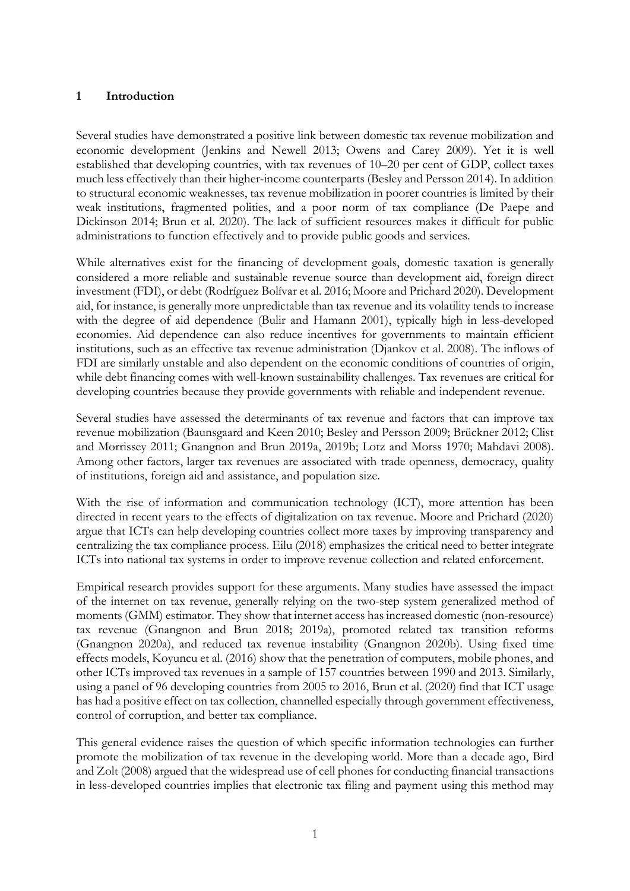## 1 Introduction

Several studies have demonstrated a positive link between domestic tax revenue mobilization and economic development (Jenkins and Newell 2013; Owens and Carey 2009). Yet it is well established that developing countries, with tax revenues of 10–20 per cent of GDP, collect taxes much less effectively than their higher-income counterparts (Besley and Persson 2014). In addition to structural economic weaknesses, tax revenue mobilization in poorer countries is limited by their weak institutions, fragmented polities, and a poor norm of tax compliance (De Paepe and Dickinson 2014; Brun et al. 2020). The lack of sufficient resources makes it difficult for public administrations to function effectively and to provide public goods and services.

While alternatives exist for the financing of development goals, domestic taxation is generally considered a more reliable and sustainable revenue source than development aid, foreign direct investment (FDI), or debt (Rodríguez Bolívar et al. 2016; Moore and Prichard 2020). Development aid, for instance, is generally more unpredictable than tax revenue and its volatility tends to increase with the degree of aid dependence (Bulir and Hamann 2001), typically high in less-developed economies. Aid dependence can also reduce incentives for governments to maintain efficient institutions, such as an effective tax revenue administration (Djankov et al. 2008). The inflows of FDI are similarly unstable and also dependent on the economic conditions of countries of origin, while debt financing comes with well-known sustainability challenges. Tax revenues are critical for developing countries because they provide governments with reliable and independent revenue.

Several studies have assessed the determinants of tax revenue and factors that can improve tax revenue mobilization (Baunsgaard and Keen 2010; Besley and Persson 2009; Brückner 2012; Clist and Morrissey 2011; Gnangnon and Brun 2019a, 2019b; Lotz and Morss 1970; Mahdavi 2008). Among other factors, larger tax revenues are associated with trade openness, democracy, quality of institutions, foreign aid and assistance, and population size.

With the rise of information and communication technology (ICT), more attention has been directed in recent years to the effects of digitalization on tax revenue. Moore and Prichard (2020) argue that ICTs can help developing countries collect more taxes by improving transparency and centralizing the tax compliance process. Eilu (2018) emphasizes the critical need to better integrate ICTs into national tax systems in order to improve revenue collection and related enforcement.

Empirical research provides support for these arguments. Many studies have assessed the impact of the internet on tax revenue, generally relying on the two-step system generalized method of moments (GMM) estimator. They show that internet access has increased domestic (non-resource) tax revenue (Gnangnon and Brun 2018; 2019a), promoted related tax transition reforms (Gnangnon 2020a), and reduced tax revenue instability (Gnangnon 2020b). Using fixed time effects models, Koyuncu et al. (2016) show that the penetration of computers, mobile phones, and other ICTs improved tax revenues in a sample of 157 countries between 1990 and 2013. Similarly, using a panel of 96 developing countries from 2005 to 2016, Brun et al. (2020) find that ICT usage has had a positive effect on tax collection, channelled especially through government effectiveness, control of corruption, and better tax compliance.

This general evidence raises the question of which specific information technologies can further promote the mobilization of tax revenue in the developing world. More than a decade ago, Bird and Zolt (2008) argued that the widespread use of cell phones for conducting financial transactions in less-developed countries implies that electronic tax filing and payment using this method may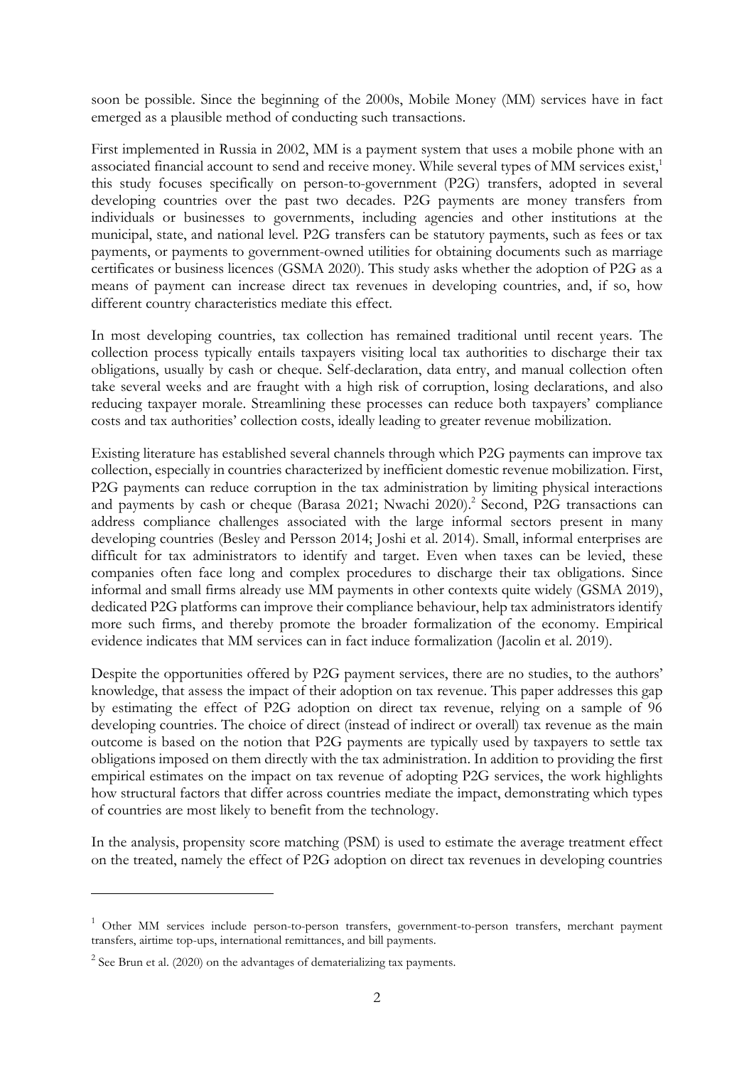soon be possible. Since the beginning of the 2000s, Mobile Money (MM) services have in fact emerged as a plausible method of conducting such transactions.

First implemented in Russia in 2002, MM is a payment system that uses a mobile phone with an associated financial account to send and receive money. While several types of MM services exist,[1] this study focuses specifically on person-to-government (P2G) transfers, adopted in several developing countries over the past two decades. P2G payments are money transfers from individuals or businesses to governments, including agencies and other institutions at the municipal, state, and national level. P2G transfers can be statutory payments, such as fees or tax payments, or payments to government-owned utilities for obtaining documents such as marriage certificates or business licences (GSMA 2020). This study asks whether the adoption of P2G as a means of payment can increase direct tax revenues in developing countries, and, if so, how different country characteristics mediate this effect.

In most developing countries, tax collection has remained traditional until recent years. The collection process typically entails taxpayers visiting local tax authorities to discharge their tax obligations, usually by cash or cheque. Self-declaration, data entry, and manual collection often take several weeks and are fraught with a high risk of corruption, losing declarations, and also reducing taxpayer morale. Streamlining these processes can reduce both taxpayers' compliance costs and tax authorities' collection costs, ideally leading to greater revenue mobilization.

Existing literature has established several channels through which P2G payments can improve tax collection, especially in countries characterized by inefficient domestic revenue mobilization. First, P2G payments can reduce corruption in the tax administration by limiting physical interactions and payments by cash or cheque (Barasa 2021; Nwachi 2020).[2] Second, P2G transactions can address compliance challenges associated with the large informal sectors present in many developing countries (Besley and Persson 2014; Joshi et al. 2014). Small, informal enterprises are difficult for tax administrators to identify and target. Even when taxes can be levied, these companies often face long and complex procedures to discharge their tax obligations. Since informal and small firms already use MM payments in other contexts quite widely (GSMA 2019), dedicated P2G platforms can improve their compliance behaviour, help tax administrators identify more such firms, and thereby promote the broader formalization of the economy. Empirical evidence indicates that MM services can in fact induce formalization (Jacolin et al. 2019).

Despite the opportunities offered by P2G payment services, there are no studies, to the authors' knowledge, that assess the impact of their adoption on tax revenue. This paper addresses this gap by estimating the effect of P2G adoption on direct tax revenue, relying on a sample of 96 developing countries. The choice of direct (instead of indirect or overall) tax revenue as the main outcome is based on the notion that P2G payments are typically used by taxpayers to settle tax obligations imposed on them directly with the tax administration. In addition to providing the first empirical estimates on the impact on tax revenue of adopting P2G services, the work highlights how structural factors that differ across countries mediate the impact, demonstrating which types of countries are most likely to benefit from the technology.

In the analysis, propensity score matching (PSM) is used to estimate the average treatment effect on the treated, namely the effect of P2G adoption on direct tax revenues in developing countries

[1] Other MM services include person-to-person transfers, government-to-person transfers, merchant payment transfers, airtime top-ups, international remittances, and bill payments.

[2] See Brun et al. (2020) on the advantages of dematerializing tax payments.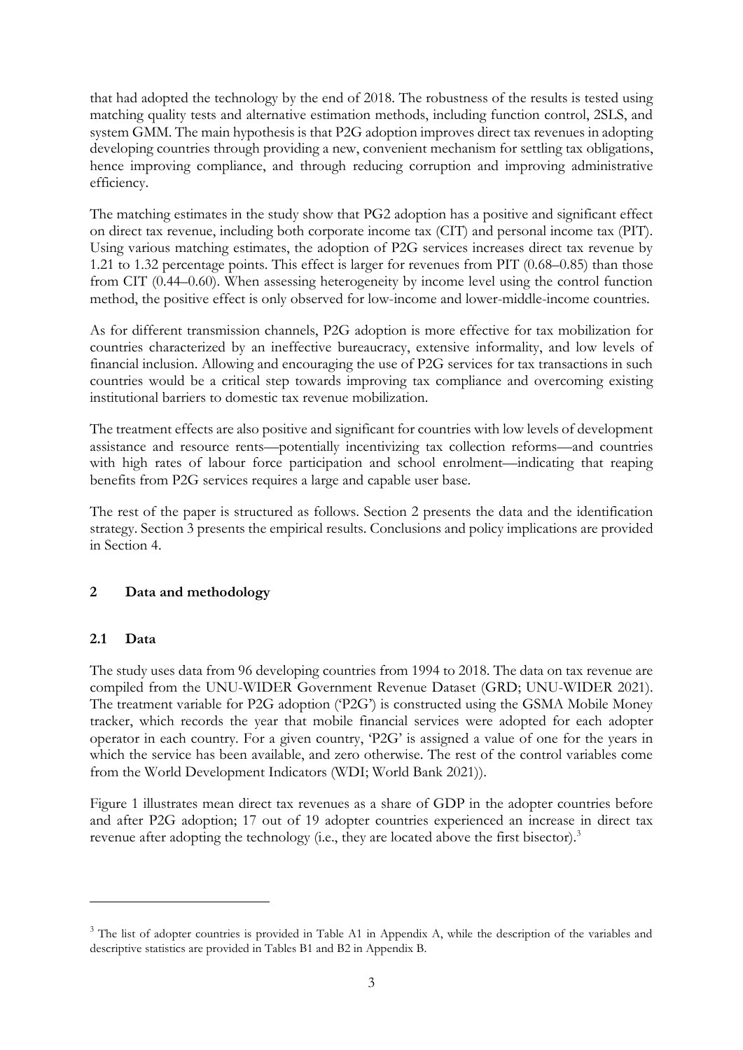that had adopted the technology by the end of 2018. The robustness of the results is tested using matching quality tests and alternative estimation methods, including function control, 2SLS, and system GMM. The main hypothesis is that P2G adoption improves direct tax revenues in adopting developing countries through providing a new, convenient mechanism for settling tax obligations, hence improving compliance, and through reducing corruption and improving administrative efficiency.

The matching estimates in the study show that PG2 adoption has a positive and significant effect on direct tax revenue, including both corporate income tax (CIT) and personal income tax (PIT). Using various matching estimates, the adoption of P2G services increases direct tax revenue by 1.21 to 1.32 percentage points. This effect is larger for revenues from PIT (0.68–0.85) than those from CIT (0.44–0.60). When assessing heterogeneity by income level using the control function method, the positive effect is only observed for low-income and lower-middle-income countries.

As for different transmission channels, P2G adoption is more effective for tax mobilization for countries characterized by an ineffective bureaucracy, extensive informality, and low levels of financial inclusion. Allowing and encouraging the use of P2G services for tax transactions in such countries would be a critical step towards improving tax compliance and overcoming existing institutional barriers to domestic tax revenue mobilization.

The treatment effects are also positive and significant for countries with low levels of development assistance and resource rents—potentially incentivizing tax collection reforms—and countries with high rates of labour force participation and school enrolment—indicating that reaping benefits from P2G services requires a large and capable user base.

The rest of the paper is structured as follows. Section 2 presents the data and the identification strategy. Section 3 presents the empirical results. Conclusions and policy implications are provided in Section 4.

## 2 Data and methodology

### 2.1 Data

The study uses data from 96 developing countries from 1994 to 2018. The data on tax revenue are compiled from the UNU-WIDER Government Revenue Dataset (GRD; UNU-WIDER 2021). The treatment variable for P2G adoption ('P2G') is constructed using the GSMA Mobile Money tracker, which records the year that mobile financial services were adopted for each adopter operator in each country. For a given country, 'P2G' is assigned a value of one for the years in which the service has been available, and zero otherwise. The rest of the control variables come from the World Development Indicators (WDI; World Bank 2021)).

Figure 1 illustrates mean direct tax revenues as a share of GDP in the adopter countries before and after P2G adoption; 17 out of 19 adopter countries experienced an increase in direct tax revenue after adopting the technology (i.e., they are located above the first bisector).[3]

[3] The list of adopter countries is provided in Table A1 in Appendix A, while the description of the variables and descriptive statistics are provided in Tables B1 and B2 in Appendix B.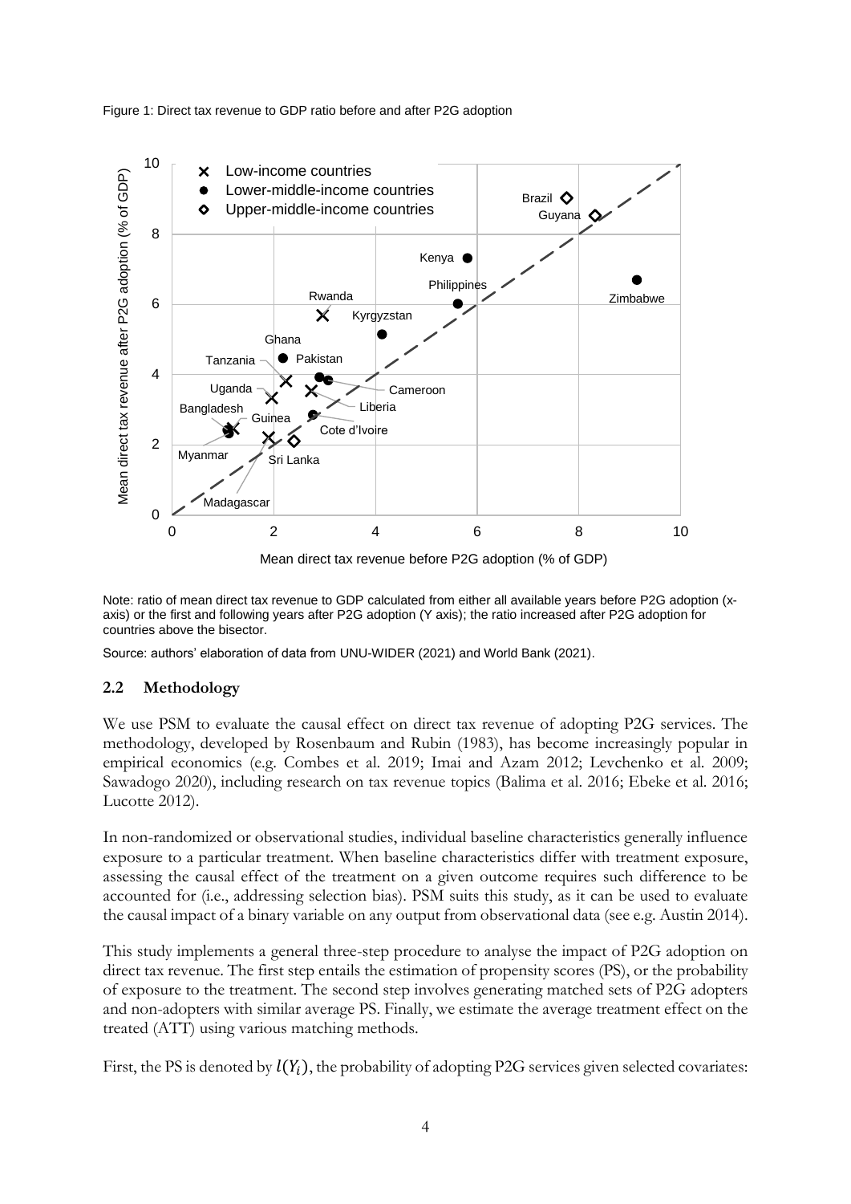Figure 1: Direct tax revenue to GDP ratio before and after P2G adoption

Note: ratio of mean direct tax revenue to GDP calculated from either all available years before P2G adoption (x-axis) or the first and following years after P2G adoption (Y axis); the ratio increased after P2G adoption for countries above the bisector.

Source: authors' elaboration of data from UNU-WIDER (2021) and World Bank (2021).

## 2.2 Methodology

We use PSM to evaluate the causal effect on direct tax revenue of adopting P2G services. The methodology, developed by Rosenbaum and Rubin (1983), has become increasingly popular in empirical economics (e.g. Combes et al. 2019; Imai and Azam 2012; Levchenko et al. 2009; Sawadogo 2020), including research on tax revenue topics (Balima et al. 2016; Ebeke et al. 2016; Lucotte 2012).

In non-randomized or observational studies, individual baseline characteristics generally influence exposure to a particular treatment. When baseline characteristics differ with treatment exposure, assessing the causal effect of the treatment on a given outcome requires such difference to be accounted for (i.e., addressing selection bias). PSM suits this study, as it can be used to evaluate the causal impact of a binary variable on any output from observational data (see e.g. Austin 2014).

This study implements a general three-step procedure to analyse the impact of P2G adoption on direct tax revenue. The first step entails the estimation of propensity scores (PS), or the probability of exposure to the treatment. The second step involves generating matched sets of P2G adopters and non-adopters with similar average PS. Finally, we estimate the average treatment effect on the treated (ATT) using various matching methods.

First, the PS is denoted by $l(Y_i)$, the probability of adopting P2G services given selected covariates: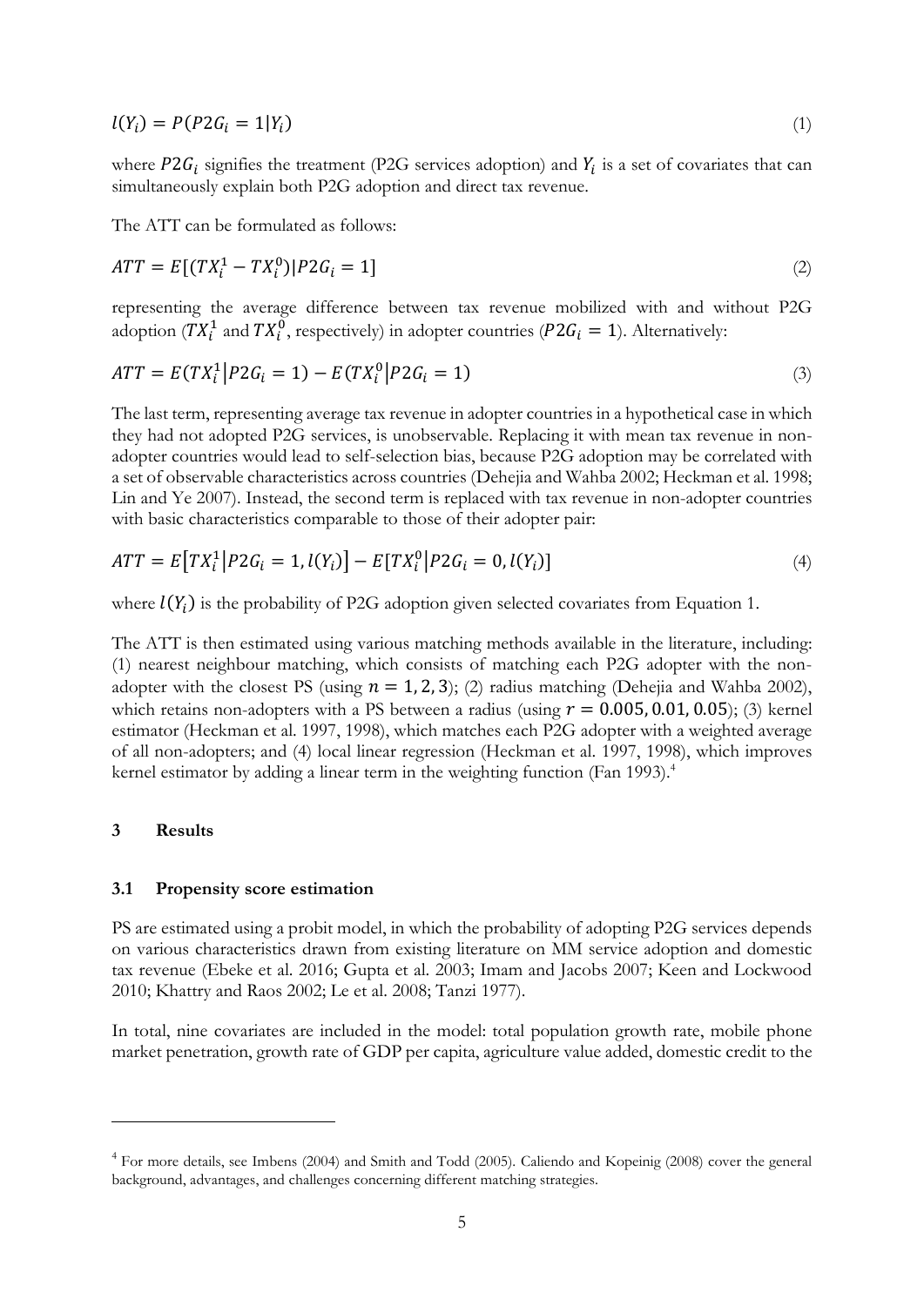$$l(Y_i) = P(P2G_i = 1|Y_i) \tag{1}$$

where $P2G_i$ signifies the treatment (P2G services adoption) and $Y_i$ is a set of covariates that can simultaneously explain both P2G adoption and direct tax revenue.

The ATT can be formulated as follows:

$$ATT = E[(TX_i^1 - TX_i^0)|P2G_i = 1] \tag{2}$$

representing the average difference between tax revenue mobilized with and without P2G adoption ($TX_i^1$ and $TX_i^0$, respectively) in adopter countries ($P2G_i = 1$). Alternatively:

$$ATT = E(TX_i^1 | P2G_i = 1) - E(TX_i^0 | P2G_i = 1) \tag{3}$$

The last term, representing average tax revenue in adopter countries in a hypothetical case in which they had not adopted P2G services, is unobservable. Replacing it with mean tax revenue in non-adopter countries would lead to self-selection bias, because P2G adoption may be correlated with a set of observable characteristics across countries (Dehejia and Wahba 2002; Heckman et al. 1998; Lin and Ye 2007). Instead, the second term is replaced with tax revenue in non-adopter countries with basic characteristics comparable to those of their adopter pair:

$$ATT = E[TX_i^1 | P2G_i = 1, l(Y_i)] - E[TX_i^0 | P2G_i = 0, l(Y_i)] \tag{4}$$

where $l(Y_i)$ is the probability of P2G adoption given selected covariates from Equation 1.

The ATT is then estimated using various matching methods available in the literature, including: (1) nearest neighbour matching, which consists of matching each P2G adopter with the non-adopter with the closest PS (using $n = 1, 2, 3$); (2) radius matching (Dehejia and Wahba 2002), which retains non-adopters with a PS between a radius (using $r = 0.005, 0.01, 0.05$); (3) kernel estimator (Heckman et al. 1997, 1998), which matches each P2G adopter with a weighted average of all non-adopters; and (4) local linear regression (Heckman et al. 1997, 1998), which improves kernel estimator by adding a linear term in the weighting function (Fan 1993).[4]

## 3 Results

### 3.1 Propensity score estimation

PS are estimated using a probit model, in which the probability of adopting P2G services depends on various characteristics drawn from existing literature on MM service adoption and domestic tax revenue (Ebeke et al. 2016; Gupta et al. 2003; Imam and Jacobs 2007; Keen and Lockwood 2010; Khattry and Raos 2002; Le et al. 2008; Tanzi 1977).

In total, nine covariates are included in the model: total population growth rate, mobile phone market penetration, growth rate of GDP per capita, agriculture value added, domestic credit to the

---

[4] For more details, see Imbens (2004) and Smith and Todd (2005). Caliendo and Kopeinig (2008) cover the general background, advantages, and challenges concerning different matching strategies.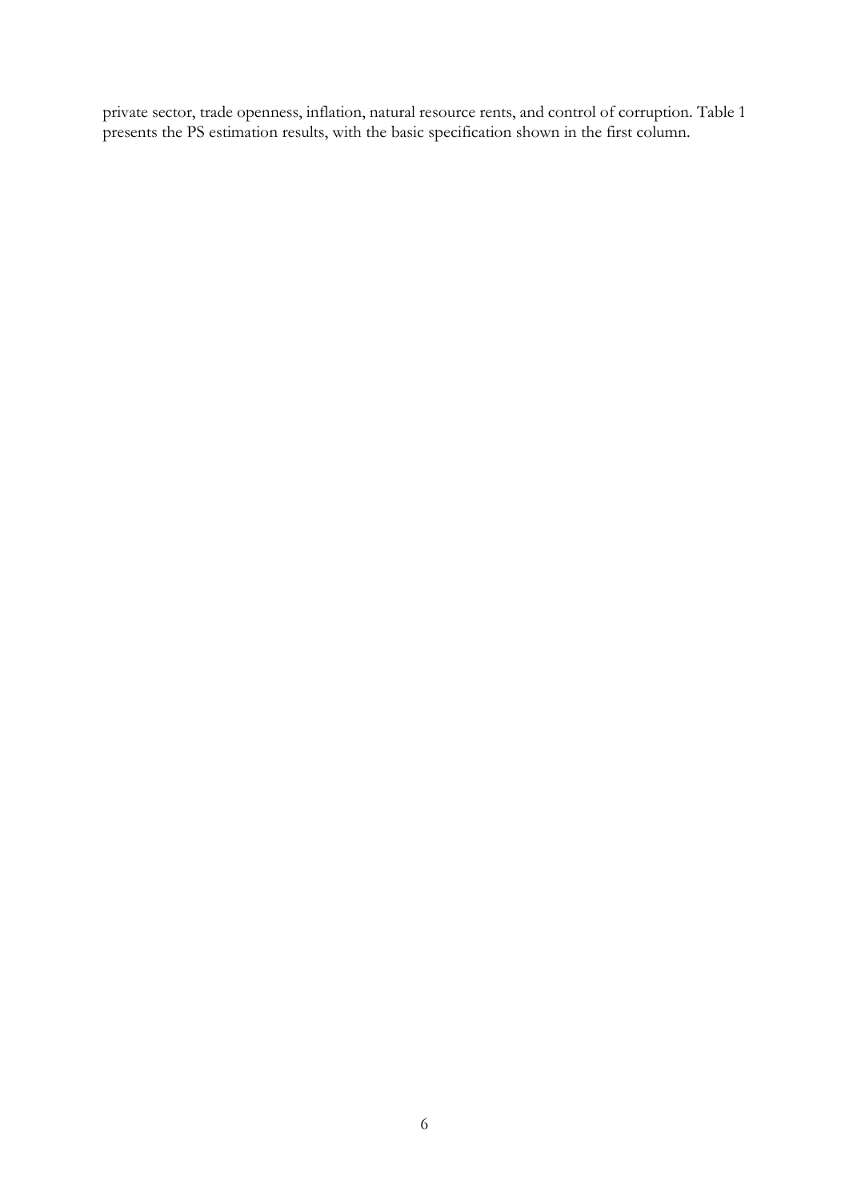private sector, trade openness, inflation, natural resource rents, and control of corruption. Table 1 presents the PS estimation results, with the basic specification shown in the first column.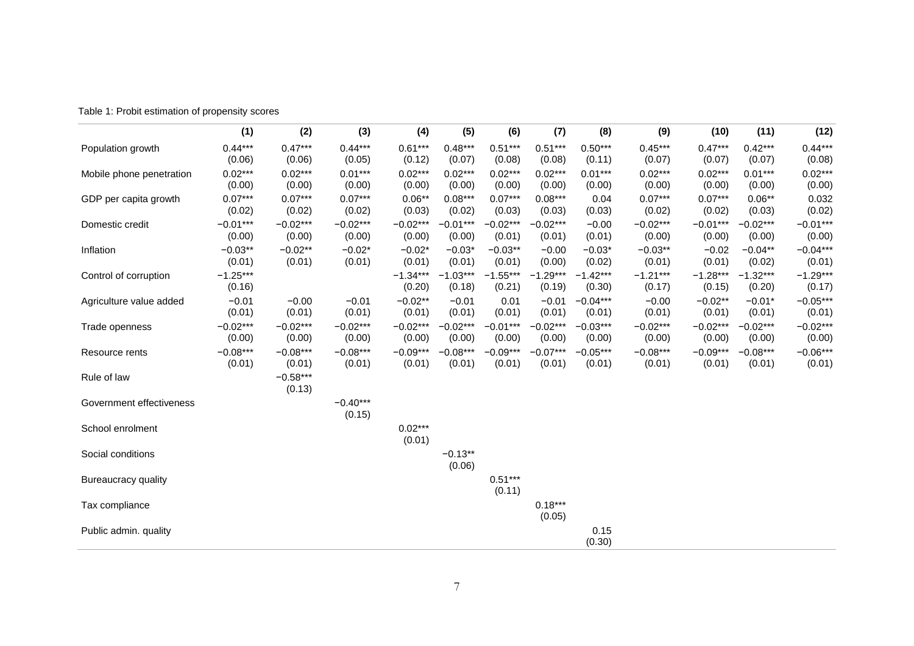Table 1: Probit estimation of propensity scores

| | (1) | (2) | (3) | (4) | (5) | (6) | (7) | (8) | (9) | (10) | (11) | (12) |
|---|---|---|---|---|---|---|---|---|---|---|---|---|
| Population growth | 0.44*** | 0.47*** | 0.44*** | 0.61*** | 0.48*** | 0.51*** | 0.51*** | 0.50*** | 0.45*** | 0.47*** | 0.42*** | 0.44*** |
| | (0.06) | (0.06) | (0.05) | (0.12) | (0.07) | (0.08) | (0.08) | (0.11) | (0.07) | (0.07) | (0.07) | (0.08) |
| Mobile phone penetration | 0.02*** | 0.02*** | 0.01*** | 0.02*** | 0.02*** | 0.02*** | 0.02*** | 0.01*** | 0.02*** | 0.02*** | 0.01*** | 0.02*** |
| | (0.00) | (0.00) | (0.00) | (0.00) | (0.00) | (0.00) | (0.00) | (0.00) | (0.00) | (0.00) | (0.00) | (0.00) |
| GDP per capita growth | 0.07*** | 0.07*** | 0.07*** | 0.06** | 0.08*** | 0.07*** | 0.08*** | 0.04 | 0.07*** | 0.07*** | 0.06** | 0.032 |
| | (0.02) | (0.02) | (0.02) | (0.03) | (0.02) | (0.03) | (0.03) | (0.03) | (0.02) | (0.02) | (0.03) | (0.02) |
| Domestic credit | −0.01*** | −0.02*** | −0.02*** | −0.02*** | −0.01*** | −0.02*** | −0.02*** | −0.00 | −0.02*** | −0.01*** | −0.02*** | −0.01*** |
| | (0.00) | (0.00) | (0.00) | (0.00) | (0.00) | (0.01) | (0.01) | (0.01) | (0.00) | (0.00) | (0.00) | (0.00) |
| Inflation | −0.03** | −0.02** | −0.02* | −0.02* | −0.03* | −0.03** | −0.00 | −0.03* | −0.03** | −0.02 | −0.04** | −0.04*** |
| | (0.01) | (0.01) | (0.01) | (0.01) | (0.01) | (0.01) | (0.00) | (0.02) | (0.01) | (0.01) | (0.02) | (0.01) |
| Control of corruption | −1.25*** | | | −1.34*** | −1.03*** | −1.55*** | −1.29*** | −1.42*** | −1.21*** | −1.28*** | −1.32*** | −1.29*** |
| | (0.16) | | | (0.20) | (0.18) | (0.21) | (0.19) | (0.30) | (0.17) | (0.15) | (0.20) | (0.17) |
| Agriculture value added | −0.01 | −0.00 | −0.01 | −0.02** | −0.01 | 0.01 | −0.01 | −0.04*** | −0.00 | −0.02** | −0.01* | −0.05*** |
| | (0.01) | (0.01) | (0.01) | (0.01) | (0.01) | (0.01) | (0.01) | (0.01) | (0.01) | (0.01) | (0.01) | (0.01) |
| Trade openness | −0.02*** | −0.02*** | −0.02*** | −0.02*** | −0.02*** | −0.01*** | −0.02*** | −0.03*** | −0.02*** | −0.02*** | −0.02*** | −0.02*** |
| | (0.00) | (0.00) | (0.00) | (0.00) | (0.00) | (0.00) | (0.00) | (0.00) | (0.00) | (0.00) | (0.00) | (0.00) |
| Resource rents | −0.08*** | −0.08*** | −0.08*** | −0.09*** | −0.08*** | −0.09*** | −0.07*** | −0.05*** | −0.08*** | −0.09*** | −0.08*** | −0.06*** |
| | (0.01) | (0.01) | (0.01) | (0.01) | (0.01) | (0.01) | (0.01) | (0.01) | (0.01) | (0.01) | (0.01) | (0.01) |
| Rule of law | | −0.58*** | | | | | | | | | | |
| | | (0.13) | | | | | | | | | | |
| Government effectiveness | | | −0.40*** | | | | | | | | | |
| | | | (0.15) | | | | | | | | | |
| School enrolment | | | | 0.02*** | | | | | | | | |
| | | | | (0.01) | | | | | | | | |
| Social conditions | | | | | −0.13** | | | | | | | |
| | | | | | (0.06) | | | | | | | |
| Bureaucracy quality | | | | | | 0.51*** | | | | | | |
| | | | | | | (0.11) | | | | | | |
| Tax compliance | | | | | | | 0.18*** | | | | | |
| | | | | | | | (0.05) | | | | | |
| Public admin. quality | | | | | | | | 0.15 | | | | |
| | | | | | | | | (0.30) | | | | |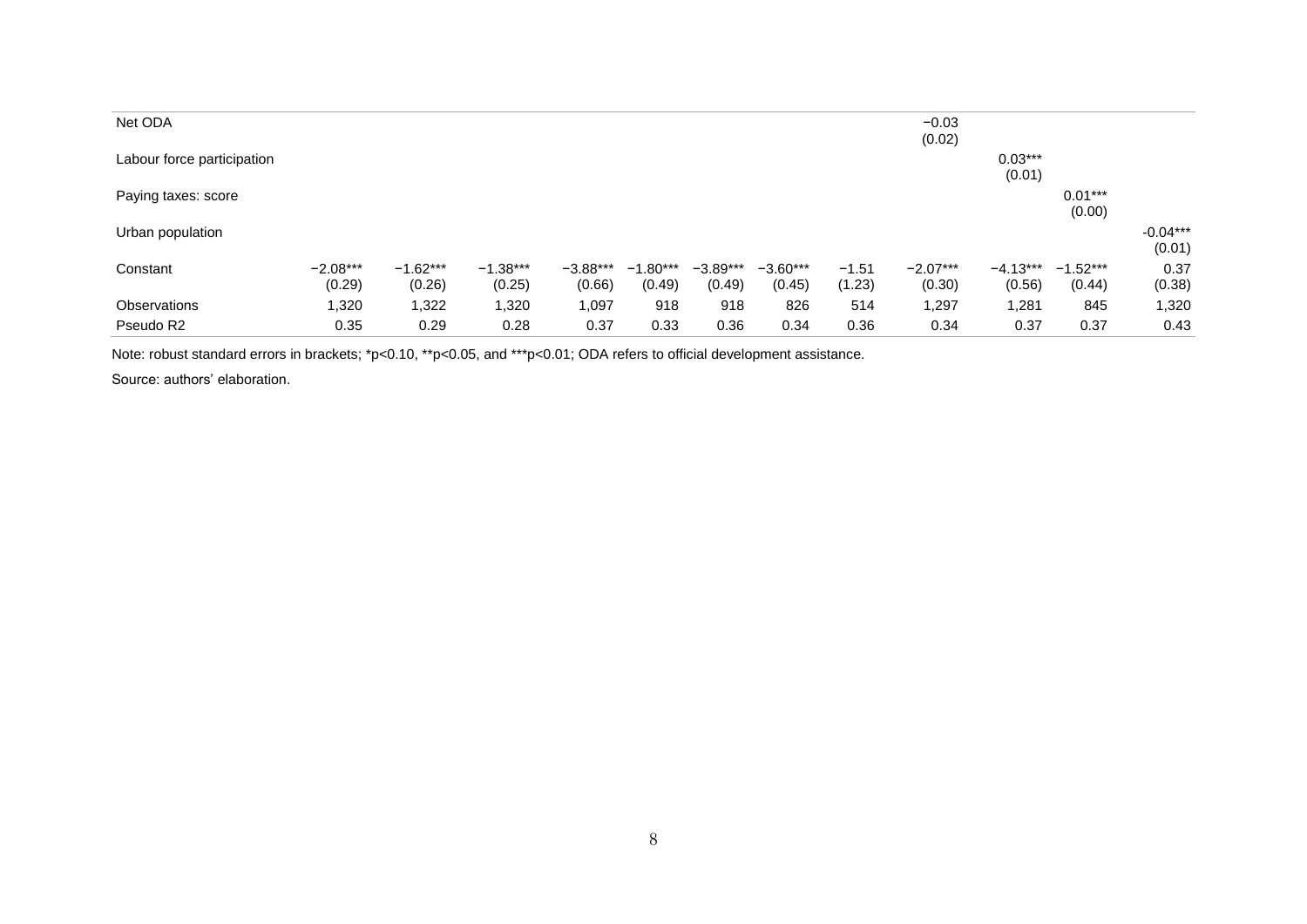| | | | | | | | | | | | | |
|---|---|---|---|---|---|---|---|---|---|---|---|---|
| Net ODA | | | | | | | | | −0.03<br>(0.02) | | | |
| Labour force participation | | | | | | | | | | 0.03***<br>(0.01) | | |
| Paying taxes: score | | | | | | | | | | | 0.01***<br>(0.00) | |
| Urban population | | | | | | | | | | | | -0.04***<br>(0.01) |
| Constant | −2.08***<br>(0.29) | −1.62***<br>(0.26) | −1.38***<br>(0.25) | −3.88***<br>(0.66) | −1.80***<br>(0.49) | −3.89***<br>(0.49) | −3.60***<br>(0.45) | −1.51<br>(1.23) | −2.07***<br>(0.30) | −4.13***<br>(0.56) | −1.52***<br>(0.44) | 0.37<br>(0.38) |
| Observations | 1,320 | 1,322 | 1,320 | 1,097 | 918 | 918 | 826 | 514 | 1,297 | 1,281 | 845 | 1,320 |
| Pseudo R2 | 0.35 | 0.29 | 0.28 | 0.37 | 0.33 | 0.36 | 0.34 | 0.36 | 0.34 | 0.37 | 0.37 | 0.43 |

Note: robust standard errors in brackets; *p<0.10, **p<0.05, and ***p<0.01; ODA refers to official development assistance.

Source: authors' elaboration.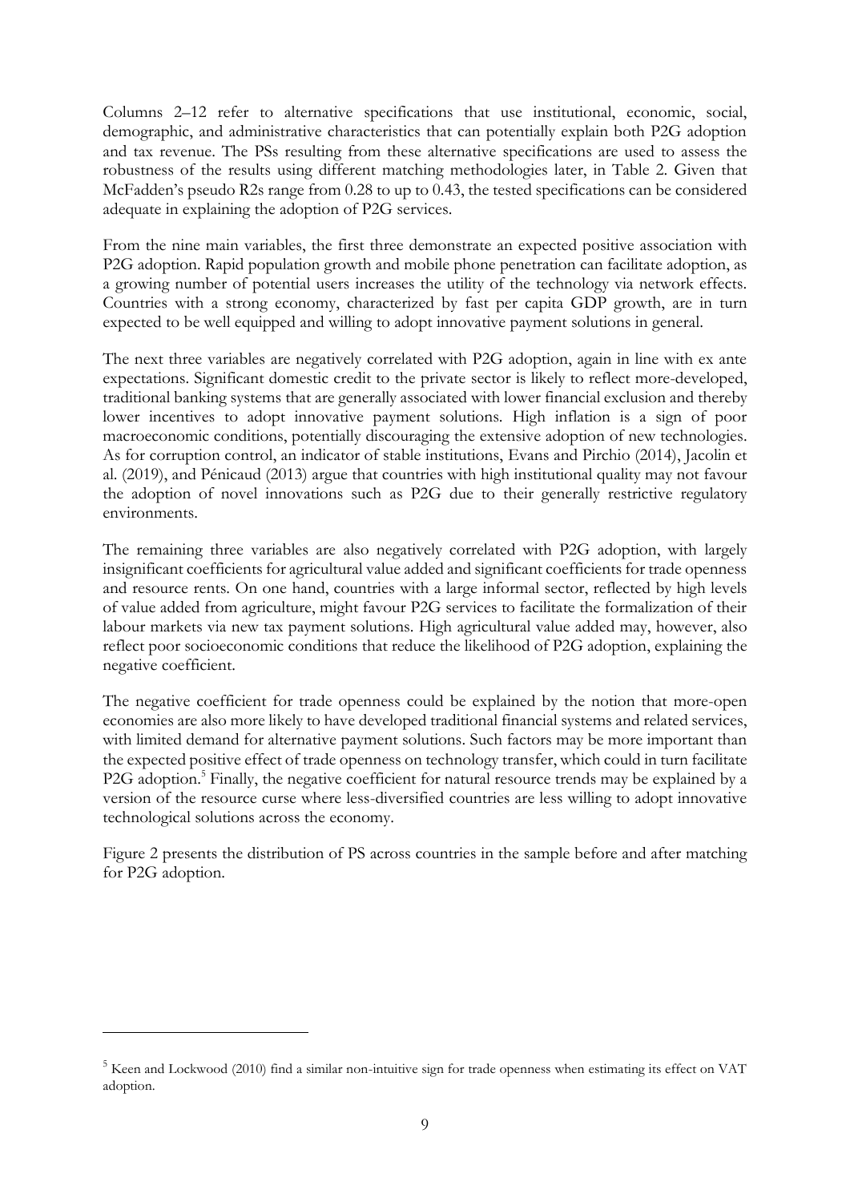Columns 2–12 refer to alternative specifications that use institutional, economic, social, demographic, and administrative characteristics that can potentially explain both P2G adoption and tax revenue. The PSs resulting from these alternative specifications are used to assess the robustness of the results using different matching methodologies later, in Table 2. Given that McFadden's pseudo R2s range from 0.28 to up to 0.43, the tested specifications can be considered adequate in explaining the adoption of P2G services.

From the nine main variables, the first three demonstrate an expected positive association with P2G adoption. Rapid population growth and mobile phone penetration can facilitate adoption, as a growing number of potential users increases the utility of the technology via network effects. Countries with a strong economy, characterized by fast per capita GDP growth, are in turn expected to be well equipped and willing to adopt innovative payment solutions in general.

The next three variables are negatively correlated with P2G adoption, again in line with ex ante expectations. Significant domestic credit to the private sector is likely to reflect more-developed, traditional banking systems that are generally associated with lower financial exclusion and thereby lower incentives to adopt innovative payment solutions. High inflation is a sign of poor macroeconomic conditions, potentially discouraging the extensive adoption of new technologies. As for corruption control, an indicator of stable institutions, Evans and Pirchio (2014), Jacolin et al. (2019), and Pénicaud (2013) argue that countries with high institutional quality may not favour the adoption of novel innovations such as P2G due to their generally restrictive regulatory environments.

The remaining three variables are also negatively correlated with P2G adoption, with largely insignificant coefficients for agricultural value added and significant coefficients for trade openness and resource rents. On one hand, countries with a large informal sector, reflected by high levels of value added from agriculture, might favour P2G services to facilitate the formalization of their labour markets via new tax payment solutions. High agricultural value added may, however, also reflect poor socioeconomic conditions that reduce the likelihood of P2G adoption, explaining the negative coefficient.

The negative coefficient for trade openness could be explained by the notion that more-open economies are also more likely to have developed traditional financial systems and related services, with limited demand for alternative payment solutions. Such factors may be more important than the expected positive effect of trade openness on technology transfer, which could in turn facilitate P2G adoption.[5] Finally, the negative coefficient for natural resource trends may be explained by a version of the resource curse where less-diversified countries are less willing to adopt innovative technological solutions across the economy.

Figure 2 presents the distribution of PS across countries in the sample before and after matching for P2G adoption.

[5] Keen and Lockwood (2010) find a similar non-intuitive sign for trade openness when estimating its effect on VAT adoption.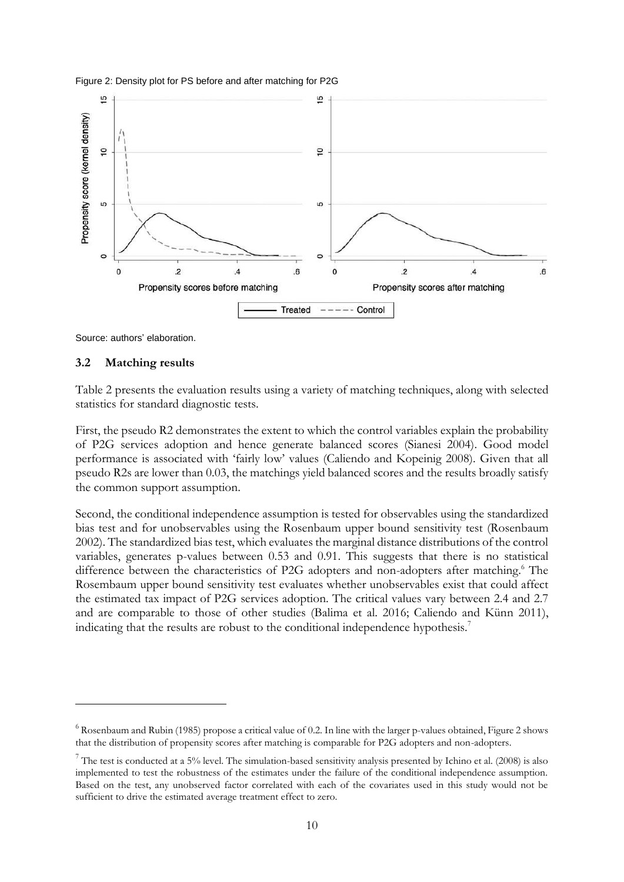Figure 2: Density plot for PS before and after matching for P2G

Source: authors' elaboration.

### 3.2 Matching results

Table 2 presents the evaluation results using a variety of matching techniques, along with selected statistics for standard diagnostic tests.

First, the pseudo R2 demonstrates the extent to which the control variables explain the probability of P2G services adoption and hence generate balanced scores (Sianesi 2004). Good model performance is associated with 'fairly low' values (Caliendo and Kopeinig 2008). Given that all pseudo R2s are lower than 0.03, the matchings yield balanced scores and the results broadly satisfy the common support assumption.

Second, the conditional independence assumption is tested for observables using the standardized bias test and for unobservables using the Rosenbaum upper bound sensitivity test (Rosenbaum 2002). The standardized bias test, which evaluates the marginal distance distributions of the control variables, generates p-values between 0.53 and 0.91. This suggests that there is no statistical difference between the characteristics of P2G adopters and non-adopters after matching.[6] The Rosembaum upper bound sensitivity test evaluates whether unobservables exist that could affect the estimated tax impact of P2G services adoption. The critical values vary between 2.4 and 2.7 and are comparable to those of other studies (Balima et al. 2016; Caliendo and Künn 2011), indicating that the results are robust to the conditional independence hypothesis.[7]

---

[6] Rosenbaum and Rubin (1985) propose a critical value of 0.2. In line with the larger p-values obtained, Figure 2 shows that the distribution of propensity scores after matching is comparable for P2G adopters and non-adopters.

[7] The test is conducted at a 5% level. The simulation-based sensitivity analysis presented by Ichino et al. (2008) is also implemented to test the robustness of the estimates under the failure of the conditional independence assumption. Based on the test, any unobserved factor correlated with each of the covariates used in this study would not be sufficient to drive the estimated average treatment effect to zero.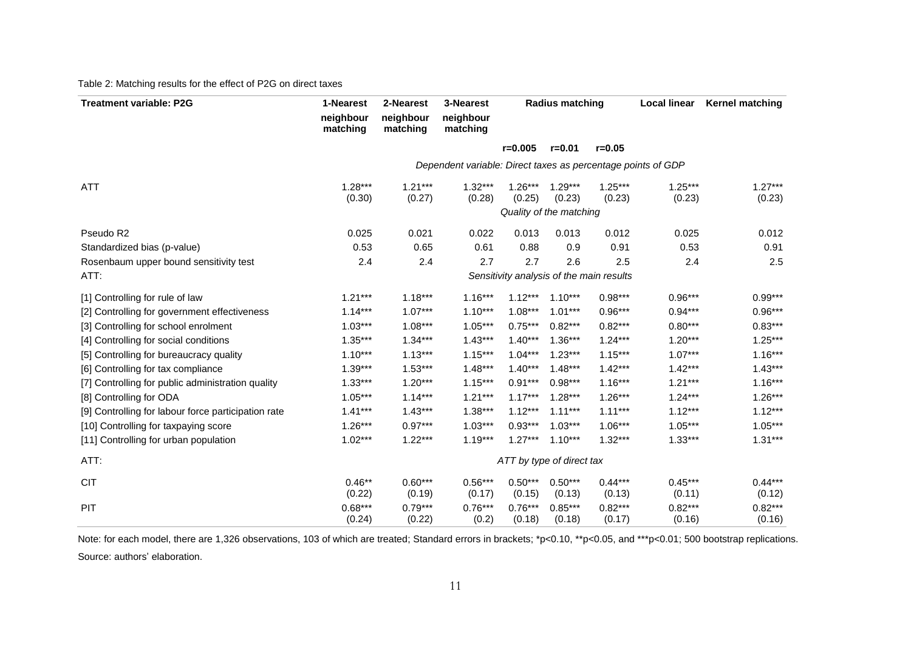Table 2: Matching results for the effect of P2G on direct taxes

| Treatment variable: P2G | 1-Nearest neighbour matching | 2-Nearest neighbour matching | 3-Nearest neighbour matching | Radius matching | | | Local linear | Kernel matching |
|---|---|---|---|---|---|---|---|---|
| | | | | r=0.005 | r=0.01 | r=0.05 | | |
| | *Dependent variable: Direct taxes as percentage points of GDP* | | | | | | | |
| ATT | 1.28*** (0.30) | 1.21*** (0.27) | 1.32*** (0.28) | 1.26*** (0.25) | 1.29*** (0.23) | 1.25*** (0.23) | 1.25*** (0.23) | 1.27*** (0.23) |
| | *Quality of the matching* | | | | | | | |
| Pseudo R2 | 0.025 | 0.021 | 0.022 | 0.013 | 0.013 | 0.012 | 0.025 | 0.012 |
| Standardized bias (p-value) | 0.53 | 0.65 | 0.61 | 0.88 | 0.9 | 0.91 | 0.53 | 0.91 |
| Rosenbaum upper bound sensitivity test | 2.4 | 2.4 | 2.7 | 2.7 | 2.6 | 2.5 | 2.4 | 2.5 |
| ATT: | *Sensitivity analysis of the main results* | | | | | | | |
| [1] Controlling for rule of law | 1.21*** | 1.18*** | 1.16*** | 1.12*** | 1.10*** | 0.98*** | 0.96*** | 0.99*** |
| [2] Controlling for government effectiveness | 1.14*** | 1.07*** | 1.10*** | 1.08*** | 1.01*** | 0.96*** | 0.94*** | 0.96*** |
| [3] Controlling for school enrolment | 1.03*** | 1.08*** | 1.05*** | 0.75*** | 0.82*** | 0.82*** | 0.80*** | 0.83*** |
| [4] Controlling for social conditions | 1.35*** | 1.34*** | 1.43*** | 1.40*** | 1.36*** | 1.24*** | 1.20*** | 1.25*** |
| [5] Controlling for bureaucracy quality | 1.10*** | 1.13*** | 1.15*** | 1.04*** | 1.23*** | 1.15*** | 1.07*** | 1.16*** |
| [6] Controlling for tax compliance | 1.39*** | 1.53*** | 1.48*** | 1.40*** | 1.48*** | 1.42*** | 1.42*** | 1.43*** |
| [7] Controlling for public administration quality | 1.33*** | 1.20*** | 1.15*** | 0.91*** | 0.98*** | 1.16*** | 1.21*** | 1.16*** |
| [8] Controlling for ODA | 1.05*** | 1.14*** | 1.21*** | 1.17*** | 1.28*** | 1.26*** | 1.24*** | 1.26*** |
| [9] Controlling for labour force participation rate | 1.41*** | 1.43*** | 1.38*** | 1.12*** | 1.11*** | 1.11*** | 1.12*** | 1.12*** |
| [10] Controlling for taxpaying score | 1.26*** | 0.97*** | 1.03*** | 0.93*** | 1.03*** | 1.06*** | 1.05*** | 1.05*** |
| [11] Controlling for urban population | 1.02*** | 1.22*** | 1.19*** | 1.27*** | 1.10*** | 1.32*** | 1.33*** | 1.31*** |
| ATT: | *ATT by type of direct tax* | | | | | | | |
| CIT | 0.46** (0.22) | 0.60*** (0.19) | 0.56*** (0.17) | 0.50*** (0.15) | 0.50*** (0.13) | 0.44*** (0.13) | 0.45*** (0.11) | 0.44*** (0.12) |
| PIT | 0.68*** (0.24) | 0.79*** (0.22) | 0.76*** (0.2) | 0.76*** (0.18) | 0.85*** (0.18) | 0.82*** (0.17) | 0.82*** (0.16) | 0.82*** (0.16) |

Note: for each model, there are 1,326 observations, 103 of which are treated; Standard errors in brackets; *p<0.10, **p<0.05, and ***p<0.01; 500 bootstrap replications.

Source: authors' elaboration.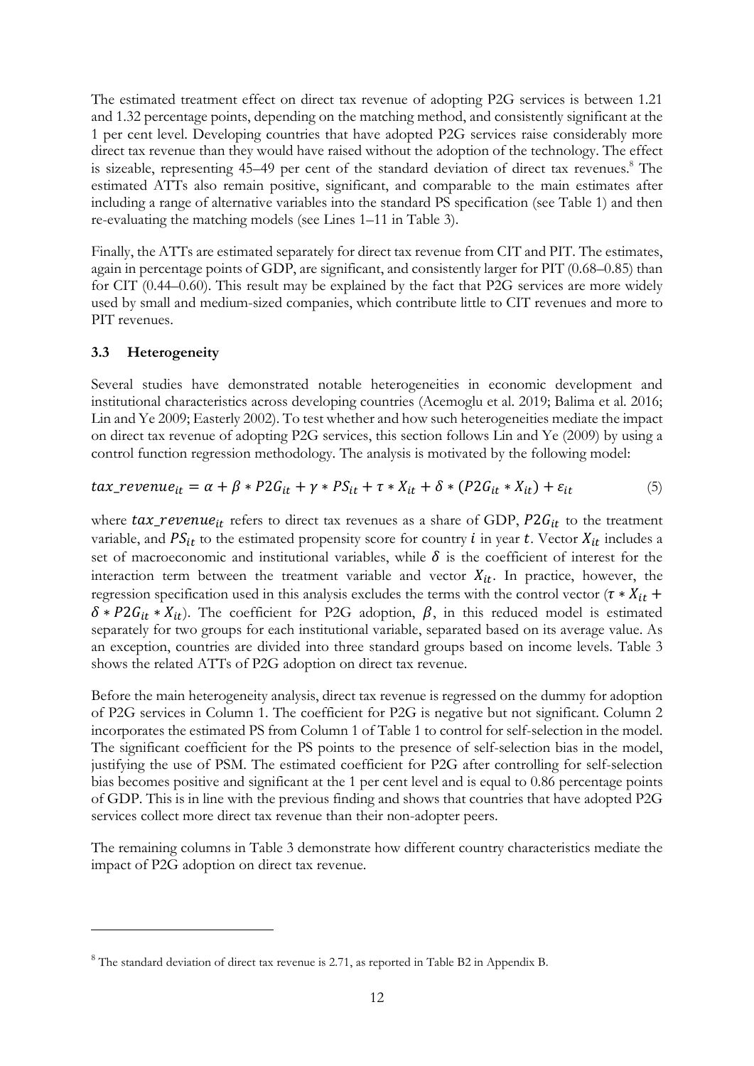The estimated treatment effect on direct tax revenue of adopting P2G services is between 1.21 and 1.32 percentage points, depending on the matching method, and consistently significant at the 1 per cent level. Developing countries that have adopted P2G services raise considerably more direct tax revenue than they would have raised without the adoption of the technology. The effect is sizeable, representing 45–49 per cent of the standard deviation of direct tax revenues.[8] The estimated ATTs also remain positive, significant, and comparable to the main estimates after including a range of alternative variables into the standard PS specification (see Table 1) and then re-evaluating the matching models (see Lines 1–11 in Table 3).

Finally, the ATTs are estimated separately for direct tax revenue from CIT and PIT. The estimates, again in percentage points of GDP, are significant, and consistently larger for PIT (0.68–0.85) than for CIT (0.44–0.60). This result may be explained by the fact that P2G services are more widely used by small and medium-sized companies, which contribute little to CIT revenues and more to PIT revenues.

### 3.3 Heterogeneity

Several studies have demonstrated notable heterogeneities in economic development and institutional characteristics across developing countries (Acemoglu et al. 2019; Balima et al. 2016; Lin and Ye 2009; Easterly 2002). To test whether and how such heterogeneities mediate the impact on direct tax revenue of adopting P2G services, this section follows Lin and Ye (2009) by using a control function regression methodology. The analysis is motivated by the following model:

$$tax\_revenue_{it} = \alpha + \beta * P2G_{it} + \gamma * PS_{it} + \tau * X_{it} + \delta * (P2G_{it} * X_{it}) + \varepsilon_{it} \tag{5}$$

where $tax\_revenue_{it}$ refers to direct tax revenues as a share of GDP, $P2G_{it}$ to the treatment variable, and $PS_{it}$ to the estimated propensity score for country $i$ in year $t$. Vector $X_{it}$ includes a set of macroeconomic and institutional variables, while $\delta$ is the coefficient of interest for the interaction term between the treatment variable and vector $X_{it}$. In practice, however, the regression specification used in this analysis excludes the terms with the control vector ($\tau * X_{it} + \delta * P2G_{it} * X_{it}$). The coefficient for P2G adoption, $\beta$, in this reduced model is estimated separately for two groups for each institutional variable, separated based on its average value. As an exception, countries are divided into three standard groups based on income levels. Table 3 shows the related ATTs of P2G adoption on direct tax revenue.

Before the main heterogeneity analysis, direct tax revenue is regressed on the dummy for adoption of P2G services in Column 1. The coefficient for P2G is negative but not significant. Column 2 incorporates the estimated PS from Column 1 of Table 1 to control for self-selection in the model. The significant coefficient for the PS points to the presence of self-selection bias in the model, justifying the use of PSM. The estimated coefficient for P2G after controlling for self-selection bias becomes positive and significant at the 1 per cent level and is equal to 0.86 percentage points of GDP. This is in line with the previous finding and shows that countries that have adopted P2G services collect more direct tax revenue than their non-adopter peers.

The remaining columns in Table 3 demonstrate how different country characteristics mediate the impact of P2G adoption on direct tax revenue.

---

[8] The standard deviation of direct tax revenue is 2.71, as reported in Table B2 in Appendix B.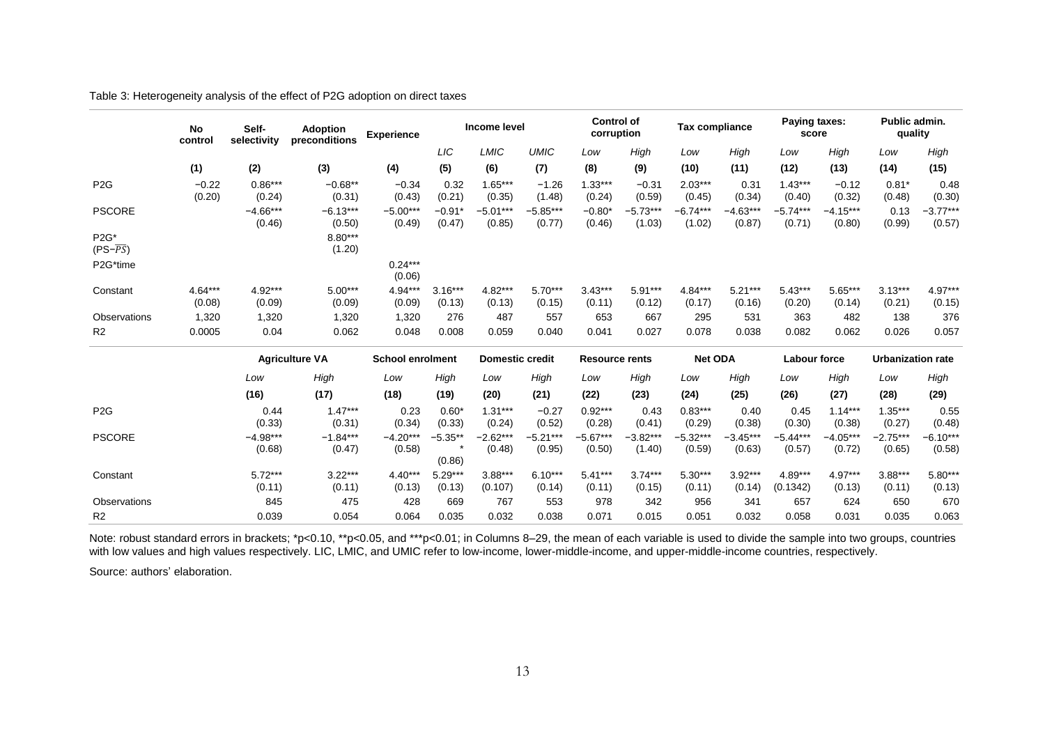Table 3: Heterogeneity analysis of the effect of P2G adoption on direct taxes

| | No control | Self-selectivity | Adoption preconditions | Experience | Income level | | | Control of corruption | | Tax compliance | | Paying taxes: score | | Public admin. quality | |
|---|---|---|---|---|---|---|---|---|---|---|---|---|---|---|---|
| | | | | | *LIC* | *LMIC* | *UMIC* | *Low* | *High* | *Low* | *High* | *Low* | *High* | *Low* | *High* |
| | **(1)** | **(2)** | **(3)** | **(4)** | **(5)** | **(6)** | **(7)** | **(8)** | **(9)** | **(10)** | **(11)** | **(12)** | **(13)** | **(14)** | **(15)** |
| P2G | −0.22 (0.20) | 0.86*** (0.24) | −0.68** (0.31) | −0.34 (0.43) | 0.32 (0.21) | 1.65*** (0.35) | −1.26 (1.48) | 1.33*** (0.24) | −0.31 (0.59) | 2.03*** (0.45) | 0.31 (0.34) | 1.43*** (0.40) | −0.12 (0.32) | 0.81* (0.48) | 0.48 (0.30) |
| PSCORE | | −4.66*** (0.46) | −6.13*** (0.50) | −5.00*** (0.49) | −0.91* (0.47) | −5.01*** (0.85) | −5.85*** (0.77) | −0.80* (0.46) | −5.73*** (1.03) | −6.74*** (1.02) | −4.63*** (0.87) | −5.74*** (0.71) | −4.15*** (0.80) | 0.13 (0.99) | −3.77*** (0.57) |
| P2G*(PS−$\overline{PS}$) | | | 8.80*** (1.20) | | | | | | | | | | | | |
| P2G*time | | | | 0.24*** (0.06) | | | | | | | | | | | |
| Constant | 4.64*** (0.08) | 4.92*** (0.09) | 5.00*** (0.09) | 4.94*** (0.09) | 3.16*** (0.13) | 4.82*** (0.13) | 5.70*** (0.15) | 3.43*** (0.11) | 5.91*** (0.12) | 4.84*** (0.17) | 5.21*** (0.16) | 5.43*** (0.20) | 5.65*** (0.14) | 3.13*** (0.21) | 4.97*** (0.15) |
| Observations | 1,320 | 1,320 | 1,320 | 1,320 | 276 | 487 | 557 | 653 | 667 | 295 | 531 | 363 | 482 | 138 | 376 |
| R2 | 0.0005 | 0.04 | 0.062 | 0.048 | 0.008 | 0.059 | 0.040 | 0.041 | 0.027 | 0.078 | 0.038 | 0.082 | 0.062 | 0.026 | 0.057 |

| | Agriculture VA | | School enrolment | | Domestic credit | | Resource rents | | Net ODA | | Labour force | | Urbanization rate | |
|---|---|---|---|---|---|---|---|---|---|---|---|---|---|---|
| | *Low* | *High* | *Low* | *High* | *Low* | *High* | *Low* | *High* | *Low* | *High* | *Low* | *High* | *Low* | *High* |
| | **(16)** | **(17)** | **(18)** | **(19)** | **(20)** | **(21)** | **(22)** | **(23)** | **(24)** | **(25)** | **(26)** | **(27)** | **(28)** | **(29)** |
| P2G | 0.44 (0.33) | 1.47*** (0.31) | 0.23 (0.34) | 0.60* (0.33) | 1.31*** (0.24) | −0.27 (0.52) | 0.92*** (0.28) | 0.43 (0.41) | 0.83*** (0.29) | 0.40 (0.38) | 0.45 (0.30) | 1.14*** (0.38) | 1.35*** (0.27) | 0.55 (0.48) |
| PSCORE | −4.98*** (0.68) | −1.84*** (0.47) | −4.20*** (0.58) | −5.35*** (0.86) | −2.62*** (0.48) | −5.21*** (0.95) | −5.67*** (0.50) | −3.82*** (1.40) | −5.32*** (0.59) | −3.45*** (0.63) | −5.44*** (0.57) | −4.05*** (0.72) | −2.75*** (0.65) | −6.10*** (0.58) |
| Constant | 5.72*** (0.11) | 3.22*** (0.11) | 4.40*** (0.13) | 5.29*** (0.13) | 3.88*** (0.107) | 6.10*** (0.14) | 5.41*** (0.11) | 3.74*** (0.15) | 5.30*** (0.11) | 3.92*** (0.14) | 4.89*** (0.1342) | 4.97*** (0.13) | 3.88*** (0.11) | 5.80*** (0.13) |
| Observations | 845 | 475 | 428 | 669 | 767 | 553 | 978 | 342 | 956 | 341 | 657 | 624 | 650 | 670 |
| R2 | 0.039 | 0.054 | 0.064 | 0.035 | 0.032 | 0.038 | 0.071 | 0.015 | 0.051 | 0.032 | 0.058 | 0.031 | 0.035 | 0.063 |

Note: robust standard errors in brackets; *p<0.10, **p<0.05, and ***p<0.01; in Columns 8–29, the mean of each variable is used to divide the sample into two groups, countries with low values and high values respectively. LIC, LMIC, and UMIC refer to low-income, lower-middle-income, and upper-middle-income countries, respectively.

Source: authors' elaboration.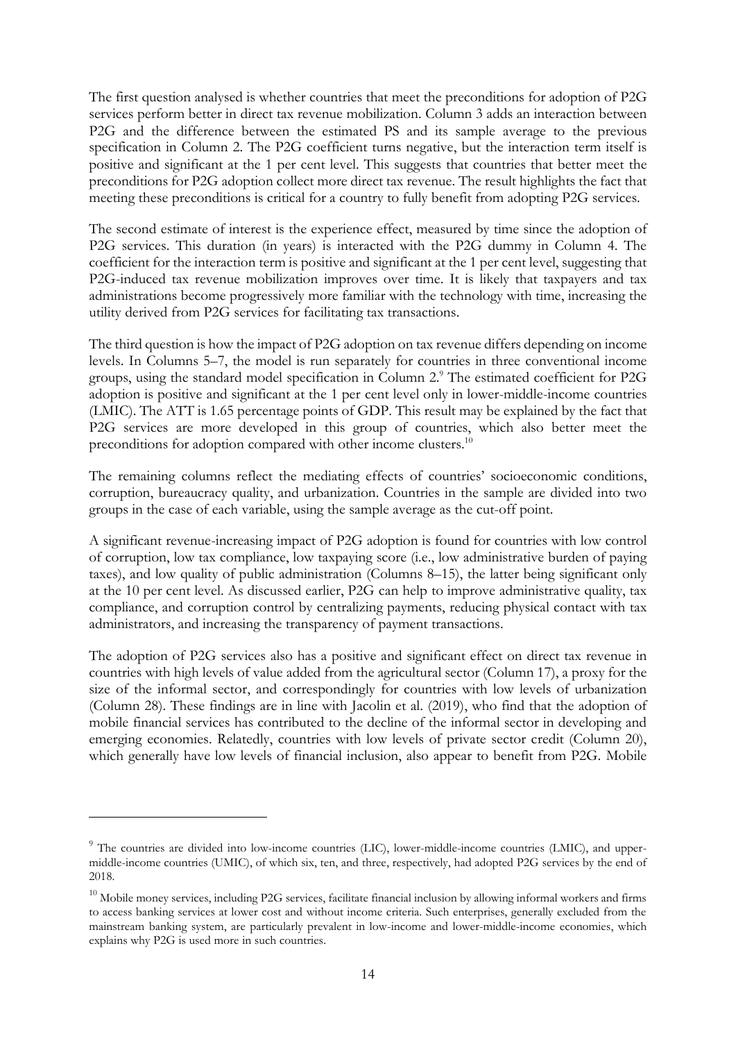The first question analysed is whether countries that meet the preconditions for adoption of P2G services perform better in direct tax revenue mobilization. Column 3 adds an interaction between P2G and the difference between the estimated PS and its sample average to the previous specification in Column 2. The P2G coefficient turns negative, but the interaction term itself is positive and significant at the 1 per cent level. This suggests that countries that better meet the preconditions for P2G adoption collect more direct tax revenue. The result highlights the fact that meeting these preconditions is critical for a country to fully benefit from adopting P2G services.

The second estimate of interest is the experience effect, measured by time since the adoption of P2G services. This duration (in years) is interacted with the P2G dummy in Column 4. The coefficient for the interaction term is positive and significant at the 1 per cent level, suggesting that P2G-induced tax revenue mobilization improves over time. It is likely that taxpayers and tax administrations become progressively more familiar with the technology with time, increasing the utility derived from P2G services for facilitating tax transactions.

The third question is how the impact of P2G adoption on tax revenue differs depending on income levels. In Columns 5–7, the model is run separately for countries in three conventional income groups, using the standard model specification in Column 2.[9] The estimated coefficient for P2G adoption is positive and significant at the 1 per cent level only in lower-middle-income countries (LMIC). The ATT is 1.65 percentage points of GDP. This result may be explained by the fact that P2G services are more developed in this group of countries, which also better meet the preconditions for adoption compared with other income clusters.[10]

The remaining columns reflect the mediating effects of countries' socioeconomic conditions, corruption, bureaucracy quality, and urbanization. Countries in the sample are divided into two groups in the case of each variable, using the sample average as the cut-off point.

A significant revenue-increasing impact of P2G adoption is found for countries with low control of corruption, low tax compliance, low taxpaying score (i.e., low administrative burden of paying taxes), and low quality of public administration (Columns 8–15), the latter being significant only at the 10 per cent level. As discussed earlier, P2G can help to improve administrative quality, tax compliance, and corruption control by centralizing payments, reducing physical contact with tax administrators, and increasing the transparency of payment transactions.

The adoption of P2G services also has a positive and significant effect on direct tax revenue in countries with high levels of value added from the agricultural sector (Column 17), a proxy for the size of the informal sector, and correspondingly for countries with low levels of urbanization (Column 28). These findings are in line with Jacolin et al. (2019), who find that the adoption of mobile financial services has contributed to the decline of the informal sector in developing and emerging economies. Relatedly, countries with low levels of private sector credit (Column 20), which generally have low levels of financial inclusion, also appear to benefit from P2G. Mobile

---

[9] The countries are divided into low-income countries (LIC), lower-middle-income countries (LMIC), and upper-middle-income countries (UMIC), of which six, ten, and three, respectively, had adopted P2G services by the end of 2018.

[10] Mobile money services, including P2G services, facilitate financial inclusion by allowing informal workers and firms to access banking services at lower cost and without income criteria. Such enterprises, generally excluded from the mainstream banking system, are particularly prevalent in low-income and lower-middle-income economies, which explains why P2G is used more in such countries.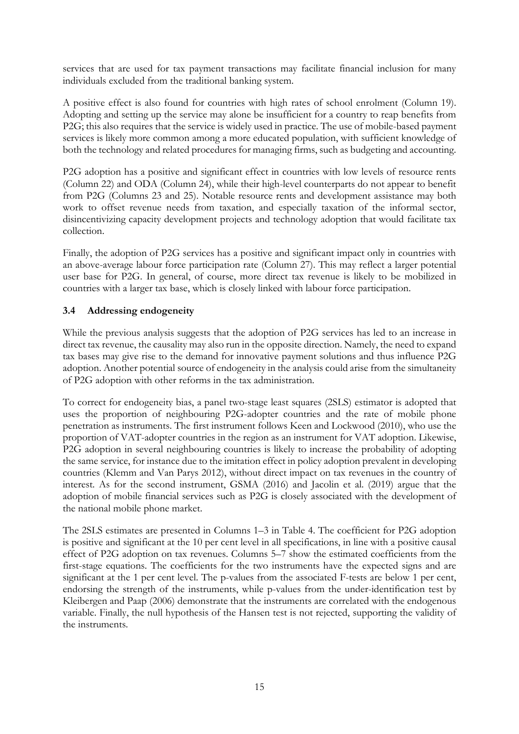services that are used for tax payment transactions may facilitate financial inclusion for many individuals excluded from the traditional banking system.

A positive effect is also found for countries with high rates of school enrolment (Column 19). Adopting and setting up the service may alone be insufficient for a country to reap benefits from P2G; this also requires that the service is widely used in practice. The use of mobile-based payment services is likely more common among a more educated population, with sufficient knowledge of both the technology and related procedures for managing firms, such as budgeting and accounting.

P2G adoption has a positive and significant effect in countries with low levels of resource rents (Column 22) and ODA (Column 24), while their high-level counterparts do not appear to benefit from P2G (Columns 23 and 25). Notable resource rents and development assistance may both work to offset revenue needs from taxation, and especially taxation of the informal sector, disincentivizing capacity development projects and technology adoption that would facilitate tax collection.

Finally, the adoption of P2G services has a positive and significant impact only in countries with an above-average labour force participation rate (Column 27). This may reflect a larger potential user base for P2G. In general, of course, more direct tax revenue is likely to be mobilized in countries with a larger tax base, which is closely linked with labour force participation.

### 3.4 Addressing endogeneity

While the previous analysis suggests that the adoption of P2G services has led to an increase in direct tax revenue, the causality may also run in the opposite direction. Namely, the need to expand tax bases may give rise to the demand for innovative payment solutions and thus influence P2G adoption. Another potential source of endogeneity in the analysis could arise from the simultaneity of P2G adoption with other reforms in the tax administration.

To correct for endogeneity bias, a panel two-stage least squares (2SLS) estimator is adopted that uses the proportion of neighbouring P2G-adopter countries and the rate of mobile phone penetration as instruments. The first instrument follows Keen and Lockwood (2010), who use the proportion of VAT-adopter countries in the region as an instrument for VAT adoption. Likewise, P2G adoption in several neighbouring countries is likely to increase the probability of adopting the same service, for instance due to the imitation effect in policy adoption prevalent in developing countries (Klemm and Van Parys 2012), without direct impact on tax revenues in the country of interest. As for the second instrument, GSMA (2016) and Jacolin et al. (2019) argue that the adoption of mobile financial services such as P2G is closely associated with the development of the national mobile phone market.

The 2SLS estimates are presented in Columns 1–3 in Table 4. The coefficient for P2G adoption is positive and significant at the 10 per cent level in all specifications, in line with a positive causal effect of P2G adoption on tax revenues. Columns 5–7 show the estimated coefficients from the first-stage equations. The coefficients for the two instruments have the expected signs and are significant at the 1 per cent level. The p-values from the associated F-tests are below 1 per cent, endorsing the strength of the instruments, while p-values from the under-identification test by Kleibergen and Paap (2006) demonstrate that the instruments are correlated with the endogenous variable. Finally, the null hypothesis of the Hansen test is not rejected, supporting the validity of the instruments.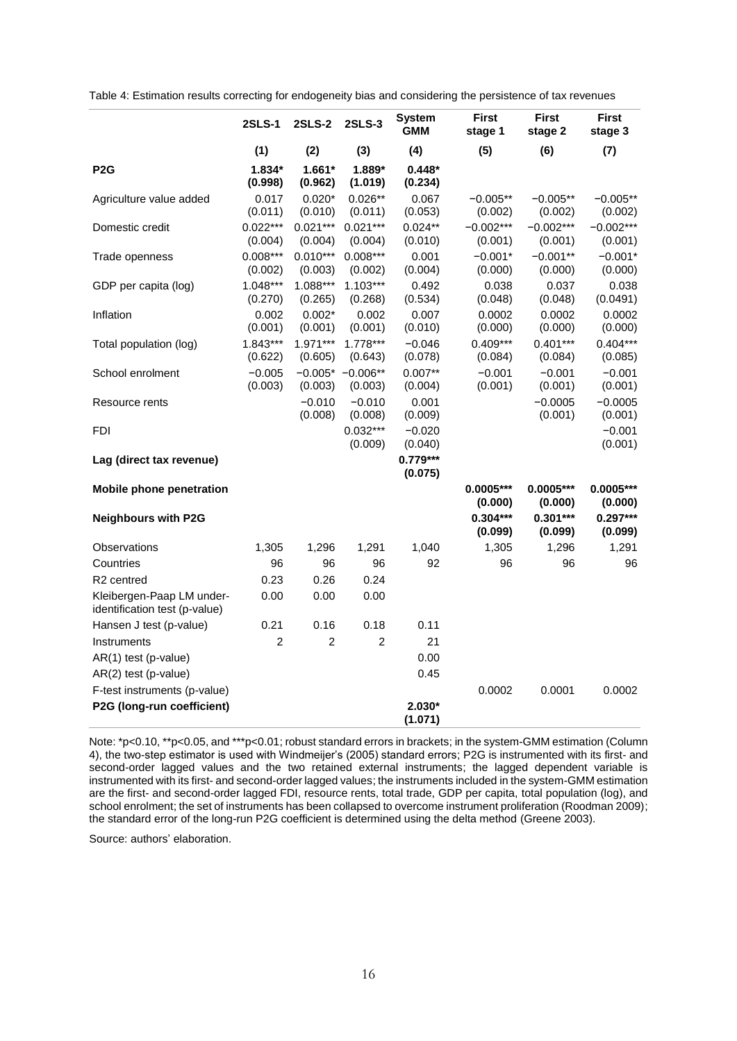Table 4: Estimation results correcting for endogeneity bias and considering the persistence of tax revenues

| | 2SLS-1 | 2SLS-2 | 2SLS-3 | System GMM | First stage 1 | First stage 2 | First stage 3 |
|---|---|---|---|---|---|---|---|
| | (1) | (2) | (3) | (4) | (5) | (6) | (7) |
| **P2G** | **1.834*** (0.998)** | **1.661*** (0.962)** | **1.889*** (1.019)** | **0.448*** (0.234)** | | | |
| Agriculture value added | 0.017 (0.011) | 0.020* (0.010) | 0.026** (0.011) | 0.067 (0.053) | −0.005** (0.002) | −0.005** (0.002) | −0.005** (0.002) |
| Domestic credit | 0.022*** (0.004) | 0.021*** (0.004) | 0.021*** (0.004) | 0.024** (0.010) | −0.002*** (0.001) | −0.002*** (0.001) | −0.002*** (0.001) |
| Trade openness | 0.008*** (0.002) | 0.010*** (0.003) | 0.008*** (0.002) | 0.001 (0.004) | −0.001* (0.000) | −0.001** (0.000) | −0.001* (0.000) |
| GDP per capita (log) | 1.048*** (0.270) | 1.088*** (0.265) | 1.103*** (0.268) | 0.492 (0.534) | 0.038 (0.048) | 0.037 (0.048) | 0.038 (0.0491) |
| Inflation | 0.002 (0.001) | 0.002* (0.001) | 0.002 (0.001) | 0.007 (0.010) | 0.0002 (0.000) | 0.0002 (0.000) | 0.0002 (0.000) |
| Total population (log) | 1.843*** (0.622) | 1.971*** (0.605) | 1.778*** (0.643) | −0.046 (0.078) | 0.409*** (0.084) | 0.401*** (0.084) | 0.404*** (0.085) |
| School enrolment | −0.005 (0.003) | −0.005* (0.003) | −0.006** (0.003) | 0.007** (0.004) | −0.001 (0.001) | −0.001 (0.001) | −0.001 (0.001) |
| Resource rents | | −0.010 (0.008) | −0.010 (0.008) | 0.001 (0.009) | | −0.0005 (0.001) | −0.0005 (0.001) |
| FDI | | | 0.032*** (0.009) | −0.020 (0.040) | | | −0.001 (0.001) |
| **Lag (direct tax revenue)** | | | | **0.779*** (0.075)** | | | |
| **Mobile phone penetration** | | | | | **0.0005*** (0.000)** | **0.0005*** (0.000)** | **0.0005*** (0.000)** |
| **Neighbours with P2G** | | | | | **0.304*** (0.099)** | **0.301*** (0.099)** | **0.297*** (0.099)** |
| Observations | 1,305 | 1,296 | 1,291 | 1,040 | 1,305 | 1,296 | 1,291 |
| Countries | 96 | 96 | 96 | 92 | 96 | 96 | 96 |
| R2 centred | 0.23 | 0.26 | 0.24 | | | | |
| Kleibergen-Paap LM under-identification test (p-value) | 0.00 | 0.00 | 0.00 | | | | |
| Hansen J test (p-value) | 0.21 | 0.16 | 0.18 | 0.11 | | | |
| Instruments | 2 | 2 | 2 | 21 | | | |
| AR(1) test (p-value) | | | | 0.00 | | | |
| AR(2) test (p-value) | | | | 0.45 | | | |
| F-test instruments (p-value) | | | | | 0.0002 | 0.0001 | 0.0002 |
| **P2G (long-run coefficient)** | | | | **2.030* (1.071)** | | | |

Note: *p<0.10, **p<0.05, and ***p<0.01; robust standard errors in brackets; in the system-GMM estimation (Column 4), the two-step estimator is used with Windmeijer's (2005) standard errors; P2G is instrumented with its first- and second-order lagged values and the two retained external instruments; the lagged dependent variable is instrumented with its first- and second-order lagged values; the instruments included in the system-GMM estimation are the first- and second-order lagged FDI, resource rents, total trade, GDP per capita, total population (log), and school enrolment; the set of instruments has been collapsed to overcome instrument proliferation (Roodman 2009); the standard error of the long-run P2G coefficient is determined using the delta method (Greene 2003).

Source: authors' elaboration.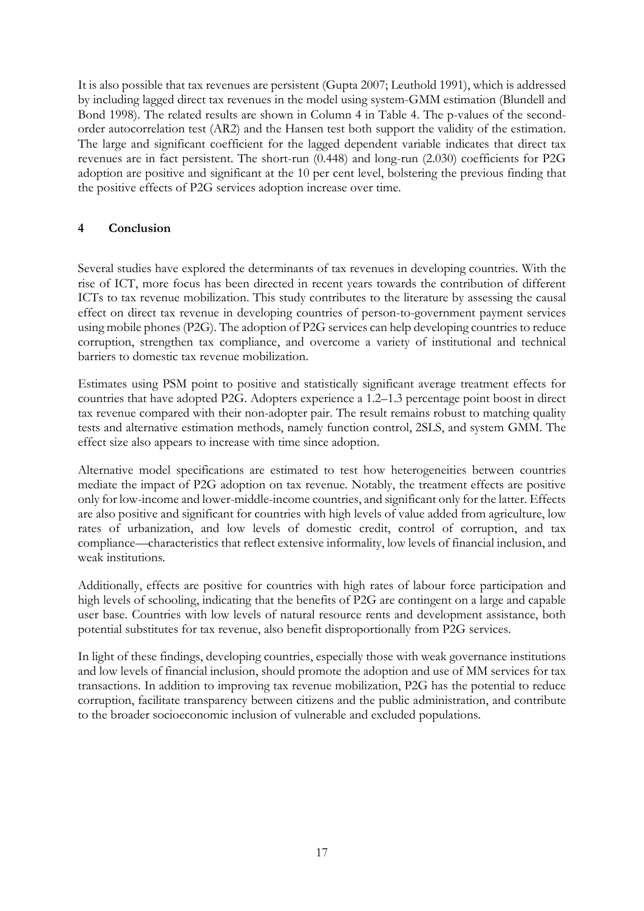It is also possible that tax revenues are persistent (Gupta 2007; Leuthold 1991), which is addressed by including lagged direct tax revenues in the model using system-GMM estimation (Blundell and Bond 1998). The related results are shown in Column 4 in Table 4. The p-values of the second-order autocorrelation test (AR2) and the Hansen test both support the validity of the estimation. The large and significant coefficient for the lagged dependent variable indicates that direct tax revenues are in fact persistent. The short-run (0.448) and long-run (2.030) coefficients for P2G adoption are positive and significant at the 10 per cent level, bolstering the previous finding that the positive effects of P2G services adoption increase over time.

## 4 Conclusion

Several studies have explored the determinants of tax revenues in developing countries. With the rise of ICT, more focus has been directed in recent years towards the contribution of different ICTs to tax revenue mobilization. This study contributes to the literature by assessing the causal effect on direct tax revenue in developing countries of person-to-government payment services using mobile phones (P2G). The adoption of P2G services can help developing countries to reduce corruption, strengthen tax compliance, and overcome a variety of institutional and technical barriers to domestic tax revenue mobilization.

Estimates using PSM point to positive and statistically significant average treatment effects for countries that have adopted P2G. Adopters experience a 1.2–1.3 percentage point boost in direct tax revenue compared with their non-adopter pair. The result remains robust to matching quality tests and alternative estimation methods, namely function control, 2SLS, and system GMM. The effect size also appears to increase with time since adoption.

Alternative model specifications are estimated to test how heterogeneities between countries mediate the impact of P2G adoption on tax revenue. Notably, the treatment effects are positive only for low-income and lower-middle-income countries, and significant only for the latter. Effects are also positive and significant for countries with high levels of value added from agriculture, low rates of urbanization, and low levels of domestic credit, control of corruption, and tax compliance—characteristics that reflect extensive informality, low levels of financial inclusion, and weak institutions.

Additionally, effects are positive for countries with high rates of labour force participation and high levels of schooling, indicating that the benefits of P2G are contingent on a large and capable user base. Countries with low levels of natural resource rents and development assistance, both potential substitutes for tax revenue, also benefit disproportionally from P2G services.

In light of these findings, developing countries, especially those with weak governance institutions and low levels of financial inclusion, should promote the adoption and use of MM services for tax transactions. In addition to improving tax revenue mobilization, P2G has the potential to reduce corruption, facilitate transparency between citizens and the public administration, and contribute to the broader socioeconomic inclusion of vulnerable and excluded populations.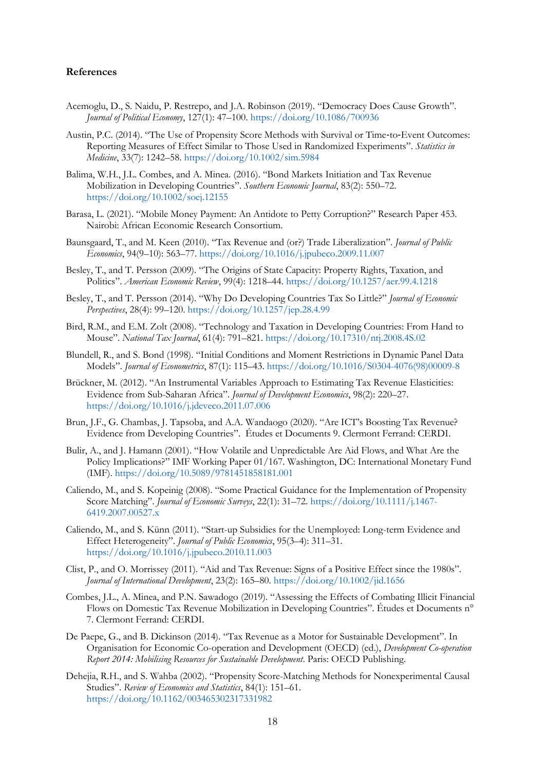## References

Acemoglu, D., S. Naidu, P. Restrepo, and J.A. Robinson (2019). "Democracy Does Cause Growth". *Journal of Political Economy*, 127(1): 47–100. https://doi.org/10.1086/700936

Austin, P.C. (2014). "The Use of Propensity Score Methods with Survival or Time-to-Event Outcomes: Reporting Measures of Effect Similar to Those Used in Randomized Experiments". *Statistics in Medicine*, 33(7): 1242–58. https://doi.org/10.1002/sim.5984

Balima, W.H., J.L. Combes, and A. Minea. (2016). "Bond Markets Initiation and Tax Revenue Mobilization in Developing Countries". *Southern Economic Journal*, 83(2): 550–72. https://doi.org/10.1002/soej.12155

Barasa, L. (2021). "Mobile Money Payment: An Antidote to Petty Corruption?" Research Paper 453. Nairobi: African Economic Research Consortium.

Baunsgaard, T., and M. Keen (2010). "Tax Revenue and (or?) Trade Liberalization". *Journal of Public Economics*, 94(9–10): 563–77. https://doi.org/10.1016/j.jpubeco.2009.11.007

Besley, T., and T. Persson (2009). "The Origins of State Capacity: Property Rights, Taxation, and Politics". *American Economic Review*, 99(4): 1218–44. https://doi.org/10.1257/aer.99.4.1218

Besley, T., and T. Persson (2014). "Why Do Developing Countries Tax So Little?" *Journal of Economic Perspectives*, 28(4): 99–120. https://doi.org/10.1257/jep.28.4.99

Bird, R.M., and E.M. Zolt (2008). "Technology and Taxation in Developing Countries: From Hand to Mouse". *National Tax Journal*, 61(4): 791–821. https://doi.org/10.17310/ntj.2008.4S.02

Blundell, R., and S. Bond (1998). "Initial Conditions and Moment Restrictions in Dynamic Panel Data Models". *Journal of Econometrics*, 87(1): 115–43. https://doi.org/10.1016/S0304-4076(98)00009-8

Brückner, M. (2012). "An Instrumental Variables Approach to Estimating Tax Revenue Elasticities: Evidence from Sub-Saharan Africa". *Journal of Development Economics*, 98(2): 220–27. https://doi.org/10.1016/j.jdeveco.2011.07.006

Brun, J.F., G. Chambas, J. Tapsoba, and A.A. Wandaogo (2020). "Are ICT's Boosting Tax Revenue? Evidence from Developing Countries". Études et Documents 9. Clermont Ferrand: CERDI.

Bulir, A., and J. Hamann (2001). "How Volatile and Unpredictable Are Aid Flows, and What Are the Policy Implications?" IMF Working Paper 01/167. Washington, DC: International Monetary Fund (IMF). https://doi.org/10.5089/9781451858181.001

Caliendo, M., and S. Kopeinig (2008). "Some Practical Guidance for the Implementation of Propensity Score Matching". *Journal of Economic Surveys*, 22(1): 31–72. https://doi.org/10.1111/j.1467-6419.2007.00527.x

Caliendo, M., and S. Künn (2011). "Start-up Subsidies for the Unemployed: Long-term Evidence and Effect Heterogeneity". *Journal of Public Economics*, 95(3–4): 311–31. https://doi.org/10.1016/j.jpubeco.2010.11.003

Clist, P., and O. Morrissey (2011). "Aid and Tax Revenue: Signs of a Positive Effect since the 1980s". *Journal of International Development*, 23(2): 165–80. https://doi.org/10.1002/jid.1656

Combes, J.L., A. Minea, and P.N. Sawadogo (2019). "Assessing the Effects of Combating Illicit Financial Flows on Domestic Tax Revenue Mobilization in Developing Countries". Études et Documents n° 7. Clermont Ferrand: CERDI.

De Paepe, G., and B. Dickinson (2014). "Tax Revenue as a Motor for Sustainable Development". In Organisation for Economic Co-operation and Development (OECD) (ed.), *Development Co-operation Report 2014: Mobilising Resources for Sustainable Development*. Paris: OECD Publishing.

Dehejia, R.H., and S. Wahba (2002). "Propensity Score-Matching Methods for Nonexperimental Causal Studies". *Review of Economics and Statistics*, 84(1): 151–61. https://doi.org/10.1162/003465302317331982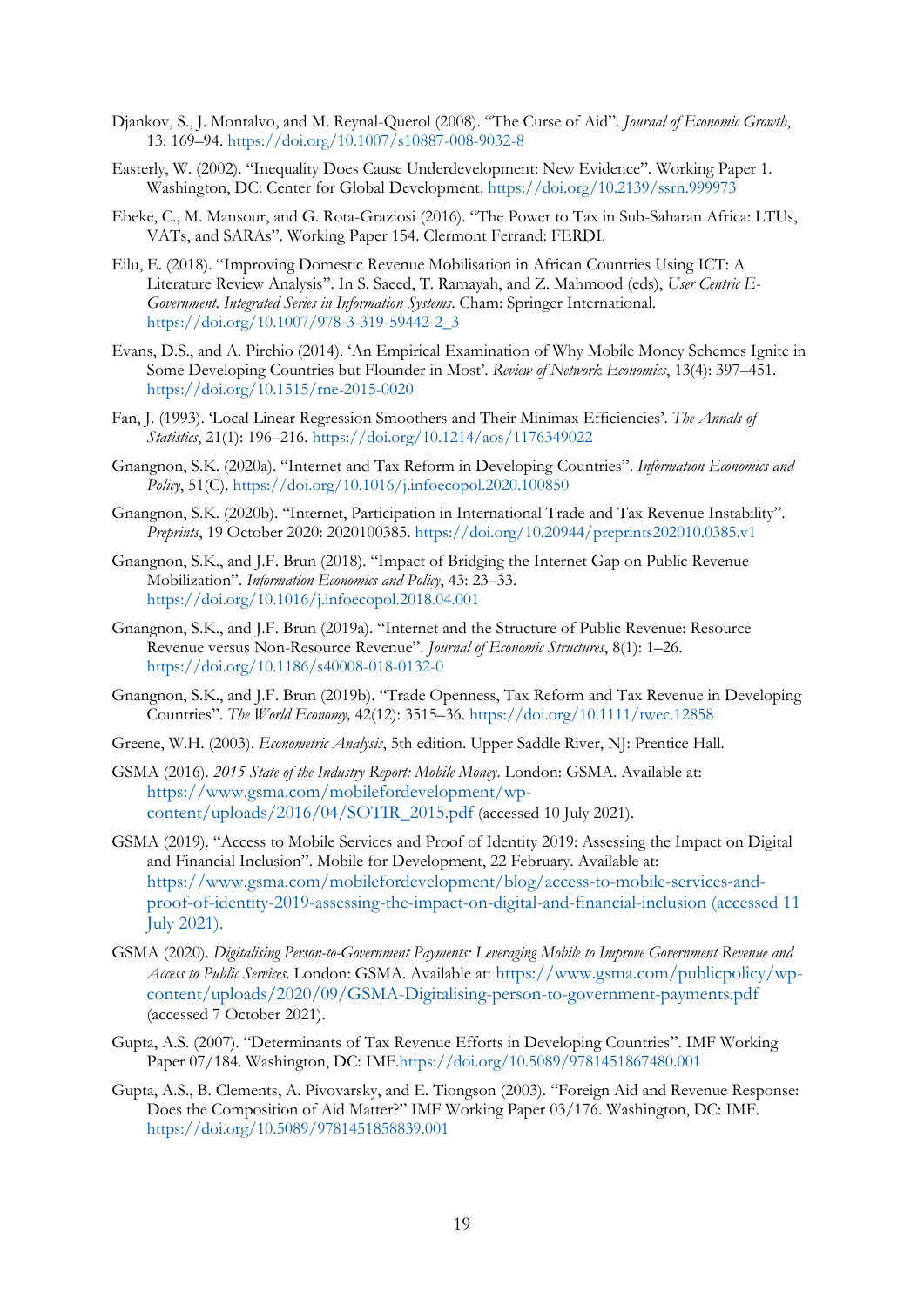Djankov, S., J. Montalvo, and M. Reynal-Querol (2008). "The Curse of Aid". *Journal of Economic Growth*, 13: 169–94. https://doi.org/10.1007/s10887-008-9032-8

Easterly, W. (2002). "Inequality Does Cause Underdevelopment: New Evidence". Working Paper 1. Washington, DC: Center for Global Development. https://doi.org/10.2139/ssrn.999973

Ebeke, C., M. Mansour, and G. Rota-Graziosi (2016). "The Power to Tax in Sub-Saharan Africa: LTUs, VATs, and SARAs". Working Paper 154. Clermont Ferrand: FERDI.

Eilu, E. (2018). "Improving Domestic Revenue Mobilisation in African Countries Using ICT: A Literature Review Analysis". In S. Saeed, T. Ramayah, and Z. Mahmood (eds), *User Centric E-Government. Integrated Series in Information Systems*. Cham: Springer International. https://doi.org/10.1007/978-3-319-59442-2_3

Evans, D.S., and A. Pirchio (2014). 'An Empirical Examination of Why Mobile Money Schemes Ignite in Some Developing Countries but Flounder in Most'. *Review of Network Economics*, 13(4): 397–451. https://doi.org/10.1515/rne-2015-0020

Fan, J. (1993). 'Local Linear Regression Smoothers and Their Minimax Efficiencies'. *The Annals of Statistics*, 21(1): 196–216. https://doi.org/10.1214/aos/1176349022

Gnangnon, S.K. (2020a). "Internet and Tax Reform in Developing Countries". *Information Economics and Policy*, 51(C). https://doi.org/10.1016/j.infoecopol.2020.100850

Gnangnon, S.K. (2020b). "Internet, Participation in International Trade and Tax Revenue Instability". *Preprints*, 19 October 2020: 2020100385. https://doi.org/10.20944/preprints202010.0385.v1

Gnangnon, S.K., and J.F. Brun (2018). "Impact of Bridging the Internet Gap on Public Revenue Mobilization". *Information Economics and Policy*, 43: 23–33. https://doi.org/10.1016/j.infoecopol.2018.04.001

Gnangnon, S.K., and J.F. Brun (2019a). "Internet and the Structure of Public Revenue: Resource Revenue versus Non-Resource Revenue". *Journal of Economic Structures*, 8(1): 1–26. https://doi.org/10.1186/s40008-018-0132-0

Gnangnon, S.K., and J.F. Brun (2019b). "Trade Openness, Tax Reform and Tax Revenue in Developing Countries". *The World Economy,* 42(12): 3515–36. https://doi.org/10.1111/twec.12858

Greene, W.H. (2003). *Econometric Analysis*, 5th edition. Upper Saddle River, NJ: Prentice Hall.

GSMA (2016). *2015 State of the Industry Report: Mobile Money*. London: GSMA. Available at: https://www.gsma.com/mobilefordevelopment/wp-content/uploads/2016/04/SOTIR_2015.pdf (accessed 10 July 2021).

GSMA (2019). "Access to Mobile Services and Proof of Identity 2019: Assessing the Impact on Digital and Financial Inclusion". Mobile for Development, 22 February. Available at: https://www.gsma.com/mobilefordevelopment/blog/access-to-mobile-services-and-proof-of-identity-2019-assessing-the-impact-on-digital-and-financial-inclusion (accessed 11 July 2021).

GSMA (2020). *Digitalising Person-to-Government Payments: Leveraging Mobile to Improve Government Revenue and Access to Public Services*. London: GSMA. Available at: https://www.gsma.com/publicpolicy/wp-content/uploads/2020/09/GSMA-Digitalising-person-to-government-payments.pdf (accessed 7 October 2021).

Gupta, A.S. (2007). "Determinants of Tax Revenue Efforts in Developing Countries". IMF Working Paper 07/184. Washington, DC: IMF.https://doi.org/10.5089/9781451867480.001

Gupta, A.S., B. Clements, A. Pivovarsky, and E. Tiongson (2003). "Foreign Aid and Revenue Response: Does the Composition of Aid Matter?" IMF Working Paper 03/176. Washington, DC: IMF. https://doi.org/10.5089/9781451858839.001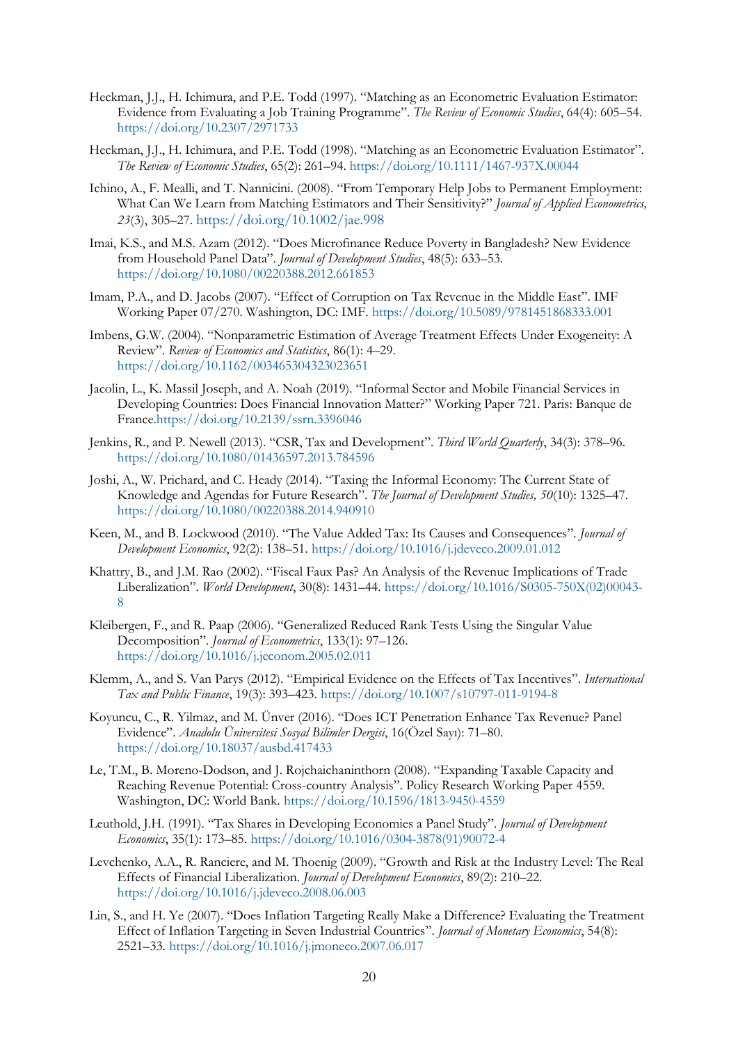Heckman, J.J., H. Ichimura, and P.E. Todd (1997). "Matching as an Econometric Evaluation Estimator: Evidence from Evaluating a Job Training Programme". *The Review of Economic Studies*, 64(4): 605–54. https://doi.org/10.2307/2971733

Heckman, J.J., H. Ichimura, and P.E. Todd (1998). "Matching as an Econometric Evaluation Estimator". *The Review of Economic Studies*, 65(2): 261–94. https://doi.org/10.1111/1467-937X.00044

Ichino, A., F. Mealli, and T. Nannicini. (2008). "From Temporary Help Jobs to Permanent Employment: What Can We Learn from Matching Estimators and Their Sensitivity?" *Journal of Applied Econometrics, 23*(3), 305–27. https://doi.org/10.1002/jae.998

Imai, K.S., and M.S. Azam (2012). "Does Microfinance Reduce Poverty in Bangladesh? New Evidence from Household Panel Data". *Journal of Development Studies*, 48(5): 633–53. https://doi.org/10.1080/00220388.2012.661853

Imam, P.A., and D. Jacobs (2007). "Effect of Corruption on Tax Revenue in the Middle East". IMF Working Paper 07/270. Washington, DC: IMF. https://doi.org/10.5089/9781451868333.001

Imbens, G.W. (2004). "Nonparametric Estimation of Average Treatment Effects Under Exogeneity: A Review". *Review of Economics and Statistics*, 86(1): 4–29. https://doi.org/10.1162/003465304323023651

Jacolin, L., K. Massil Joseph, and A. Noah (2019). "Informal Sector and Mobile Financial Services in Developing Countries: Does Financial Innovation Matter?" Working Paper 721. Paris: Banque de France.https://doi.org/10.2139/ssrn.3396046

Jenkins, R., and P. Newell (2013). "CSR, Tax and Development". *Third World Quarterly*, 34(3): 378–96. https://doi.org/10.1080/01436597.2013.784596

Joshi, A., W. Prichard, and C. Heady (2014). "Taxing the Informal Economy: The Current State of Knowledge and Agendas for Future Research". *The Journal of Development Studies, 50*(10): 1325–47. https://doi.org/10.1080/00220388.2014.940910

Keen, M., and B. Lockwood (2010). "The Value Added Tax: Its Causes and Consequences". *Journal of Development Economics*, 92(2): 138–51. https://doi.org/10.1016/j.jdeveco.2009.01.012

Khattry, B., and J.M. Rao (2002). "Fiscal Faux Pas? An Analysis of the Revenue Implications of Trade Liberalization". *World Development*, 30(8): 1431–44. https://doi.org/10.1016/S0305-750X(02)00043-8

Kleibergen, F., and R. Paap (2006). "Generalized Reduced Rank Tests Using the Singular Value Decomposition". *Journal of Econometrics*, 133(1): 97–126. https://doi.org/10.1016/j.jeconom.2005.02.011

Klemm, A., and S. Van Parys (2012). "Empirical Evidence on the Effects of Tax Incentives". *International Tax and Public Finance*, 19(3): 393–423. https://doi.org/10.1007/s10797-011-9194-8

Koyuncu, C., R. Yilmaz, and M. Ünver (2016). "Does ICT Penetration Enhance Tax Revenue? Panel Evidence". *Anadolu Üniversitesi Sosyal Bilimler Dergisi*, 16(Özel Sayı): 71–80. https://doi.org/10.18037/ausbd.417433

Le, T.M., B. Moreno-Dodson, and J. Rojchaichaninthorn (2008). "Expanding Taxable Capacity and Reaching Revenue Potential: Cross-country Analysis". Policy Research Working Paper 4559. Washington, DC: World Bank. https://doi.org/10.1596/1813-9450-4559

Leuthold, J.H. (1991). "Tax Shares in Developing Economies a Panel Study". *Journal of Development Economics*, 35(1): 173–85. https://doi.org/10.1016/0304-3878(91)90072-4

Levchenko, A.A., R. Ranciere, and M. Thoenig (2009). "Growth and Risk at the Industry Level: The Real Effects of Financial Liberalization. *Journal of Development Economics*, 89(2): 210–22. https://doi.org/10.1016/j.jdeveco.2008.06.003

Lin, S., and H. Ye (2007). "Does Inflation Targeting Really Make a Difference? Evaluating the Treatment Effect of Inflation Targeting in Seven Industrial Countries". *Journal of Monetary Economics*, 54(8): 2521–33. https://doi.org/10.1016/j.jmoneco.2007.06.017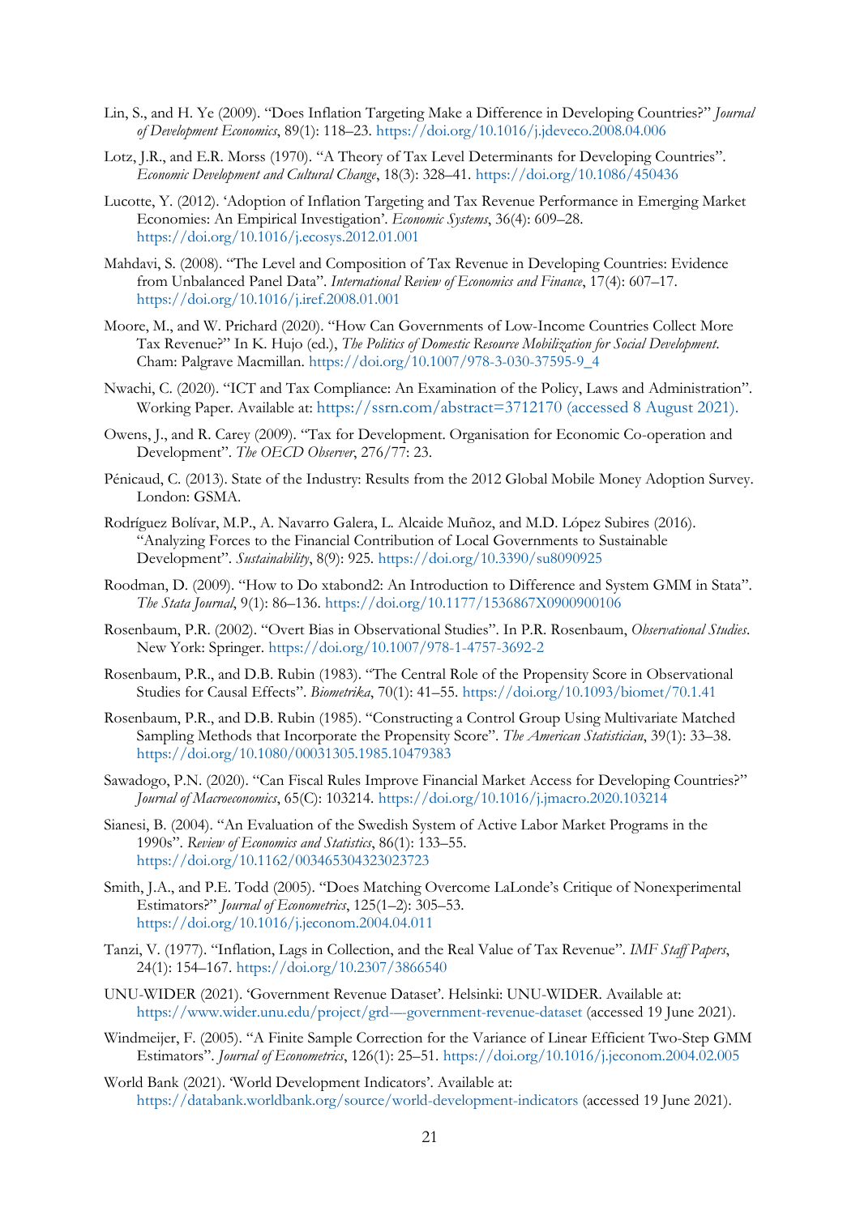Lin, S., and H. Ye (2009). "Does Inflation Targeting Make a Difference in Developing Countries?" *Journal of Development Economics*, 89(1): 118–23. https://doi.org/10.1016/j.jdeveco.2008.04.006

Lotz, J.R., and E.R. Morss (1970). "A Theory of Tax Level Determinants for Developing Countries". *Economic Development and Cultural Change*, 18(3): 328–41. https://doi.org/10.1086/450436

Lucotte, Y. (2012). 'Adoption of Inflation Targeting and Tax Revenue Performance in Emerging Market Economies: An Empirical Investigation'. *Economic Systems*, 36(4): 609–28. https://doi.org/10.1016/j.ecosys.2012.01.001

Mahdavi, S. (2008). "The Level and Composition of Tax Revenue in Developing Countries: Evidence from Unbalanced Panel Data". *International Review of Economics and Finance*, 17(4): 607–17. https://doi.org/10.1016/j.iref.2008.01.001

Moore, M., and W. Prichard (2020). "How Can Governments of Low-Income Countries Collect More Tax Revenue?" In K. Hujo (ed.), *The Politics of Domestic Resource Mobilization for Social Development*. Cham: Palgrave Macmillan. https://doi.org/10.1007/978-3-030-37595-9_4

Nwachi, C. (2020). "ICT and Tax Compliance: An Examination of the Policy, Laws and Administration". Working Paper. Available at: https://ssrn.com/abstract=3712170 (accessed 8 August 2021).

Owens, J., and R. Carey (2009). "Tax for Development. Organisation for Economic Co-operation and Development". *The OECD Observer*, 276/77: 23.

Pénicaud, C. (2013). State of the Industry: Results from the 2012 Global Mobile Money Adoption Survey. London: GSMA.

Rodríguez Bolívar, M.P., A. Navarro Galera, L. Alcaide Muñoz, and M.D. López Subires (2016). "Analyzing Forces to the Financial Contribution of Local Governments to Sustainable Development". *Sustainability*, 8(9): 925. https://doi.org/10.3390/su8090925

Roodman, D. (2009). "How to Do xtabond2: An Introduction to Difference and System GMM in Stata". *The Stata Journal*, 9(1): 86–136. https://doi.org/10.1177/1536867X0900900106

Rosenbaum, P.R. (2002). "Overt Bias in Observational Studies". In P.R. Rosenbaum, *Observational Studies*. New York: Springer. https://doi.org/10.1007/978-1-4757-3692-2

Rosenbaum, P.R., and D.B. Rubin (1983). "The Central Role of the Propensity Score in Observational Studies for Causal Effects". *Biometrika*, 70(1): 41–55. https://doi.org/10.1093/biomet/70.1.41

Rosenbaum, P.R., and D.B. Rubin (1985). "Constructing a Control Group Using Multivariate Matched Sampling Methods that Incorporate the Propensity Score". *The American Statistician*, 39(1): 33–38. https://doi.org/10.1080/00031305.1985.10479383

Sawadogo, P.N. (2020). "Can Fiscal Rules Improve Financial Market Access for Developing Countries?" *Journal of Macroeconomics*, 65(C): 103214. https://doi.org/10.1016/j.jmacro.2020.103214

Sianesi, B. (2004). "An Evaluation of the Swedish System of Active Labor Market Programs in the 1990s". *Review of Economics and Statistics*, 86(1): 133–55. https://doi.org/10.1162/003465304323023723

Smith, J.A., and P.E. Todd (2005). "Does Matching Overcome LaLonde's Critique of Nonexperimental Estimators?" *Journal of Econometrics*, 125(1–2): 305–53. https://doi.org/10.1016/j.jeconom.2004.04.011

Tanzi, V. (1977). "Inflation, Lags in Collection, and the Real Value of Tax Revenue". *IMF Staff Papers*, 24(1): 154–167. https://doi.org/10.2307/3866540

UNU-WIDER (2021). 'Government Revenue Dataset'. Helsinki: UNU-WIDER. Available at: https://www.wider.unu.edu/project/grd-–-government-revenue-dataset (accessed 19 June 2021).

Windmeijer, F. (2005). "A Finite Sample Correction for the Variance of Linear Efficient Two-Step GMM Estimators". *Journal of Econometrics*, 126(1): 25–51. https://doi.org/10.1016/j.jeconom.2004.02.005

World Bank (2021). 'World Development Indicators'. Available at: https://databank.worldbank.org/source/world-development-indicators (accessed 19 June 2021).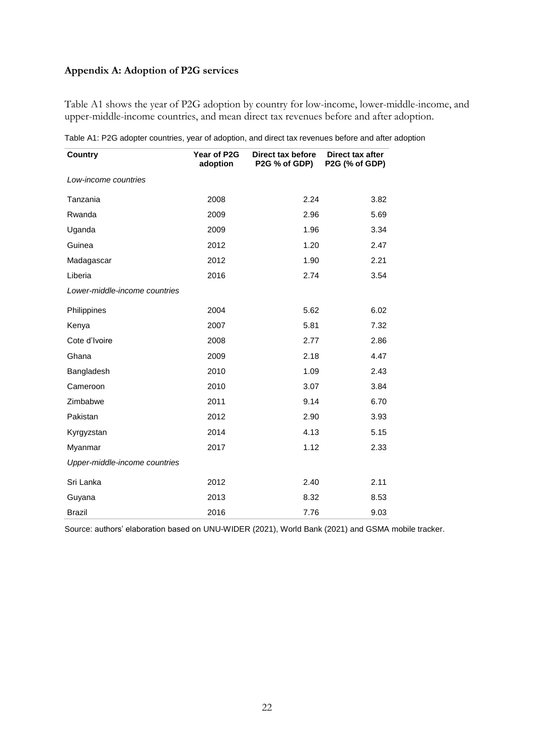## Appendix A: Adoption of P2G services

Table A1 shows the year of P2G adoption by country for low-income, lower-middle-income, and upper-middle-income countries, and mean direct tax revenues before and after adoption.

Table A1: P2G adopter countries, year of adoption, and direct tax revenues before and after adoption

| Country | Year of P2G adoption | Direct tax before P2G % of GDP) | Direct tax after P2G (% of GDP) |
|---|---|---|---|
| *Low-income countries* | | | |
| Tanzania | 2008 | 2.24 | 3.82 |
| Rwanda | 2009 | 2.96 | 5.69 |
| Uganda | 2009 | 1.96 | 3.34 |
| Guinea | 2012 | 1.20 | 2.47 |
| Madagascar | 2012 | 1.90 | 2.21 |
| Liberia | 2016 | 2.74 | 3.54 |
| *Lower-middle-income countries* | | | |
| Philippines | 2004 | 5.62 | 6.02 |
| Kenya | 2007 | 5.81 | 7.32 |
| Cote d'Ivoire | 2008 | 2.77 | 2.86 |
| Ghana | 2009 | 2.18 | 4.47 |
| Bangladesh | 2010 | 1.09 | 2.43 |
| Cameroon | 2010 | 3.07 | 3.84 |
| Zimbabwe | 2011 | 9.14 | 6.70 |
| Pakistan | 2012 | 2.90 | 3.93 |
| Kyrgyzstan | 2014 | 4.13 | 5.15 |
| Myanmar | 2017 | 1.12 | 2.33 |
| *Upper-middle-income countries* | | | |
| Sri Lanka | 2012 | 2.40 | 2.11 |
| Guyana | 2013 | 8.32 | 8.53 |
| Brazil | 2016 | 7.76 | 9.03 |

Source: authors' elaboration based on UNU-WIDER (2021), World Bank (2021) and GSMA mobile tracker.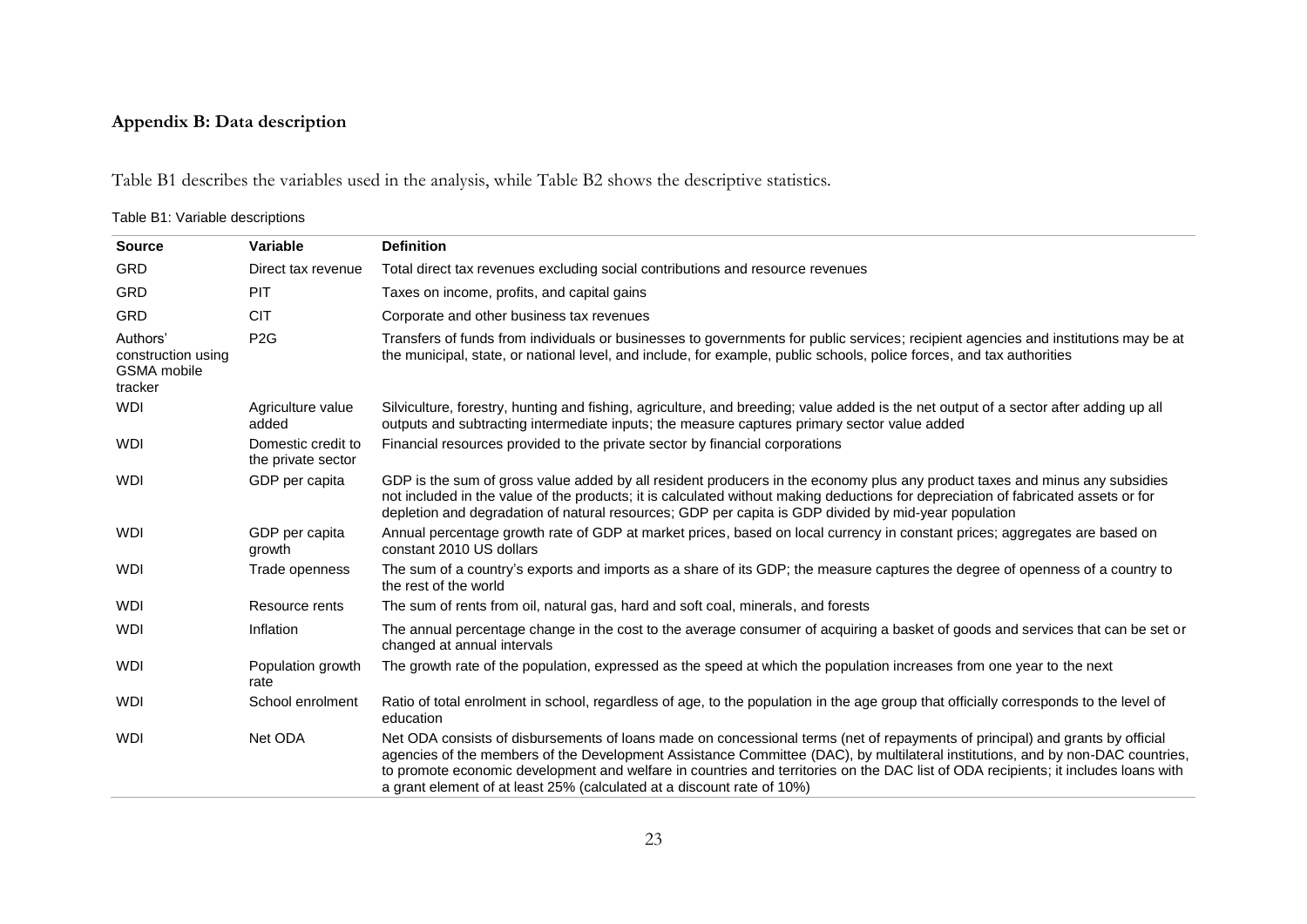## Appendix B: Data description

Table B1 describes the variables used in the analysis, while Table B2 shows the descriptive statistics.

Table B1: Variable descriptions

| Source | Variable | Definition |
|---|---|---|
| GRD | Direct tax revenue | Total direct tax revenues excluding social contributions and resource revenues |
| GRD | PIT | Taxes on income, profits, and capital gains |
| GRD | CIT | Corporate and other business tax revenues |
| Authors' construction using GSMA mobile tracker | P2G | Transfers of funds from individuals or businesses to governments for public services; recipient agencies and institutions may be at the municipal, state, or national level, and include, for example, public schools, police forces, and tax authorities |
| WDI | Agriculture value added | Silviculture, forestry, hunting and fishing, agriculture, and breeding; value added is the net output of a sector after adding up all outputs and subtracting intermediate inputs; the measure captures primary sector value added |
| WDI | Domestic credit to the private sector | Financial resources provided to the private sector by financial corporations |
| WDI | GDP per capita | GDP is the sum of gross value added by all resident producers in the economy plus any product taxes and minus any subsidies not included in the value of the products; it is calculated without making deductions for depreciation of fabricated assets or for depletion and degradation of natural resources; GDP per capita is GDP divided by mid-year population |
| WDI | GDP per capita growth | Annual percentage growth rate of GDP at market prices, based on local currency in constant prices; aggregates are based on constant 2010 US dollars |
| WDI | Trade openness | The sum of a country's exports and imports as a share of its GDP; the measure captures the degree of openness of a country to the rest of the world |
| WDI | Resource rents | The sum of rents from oil, natural gas, hard and soft coal, minerals, and forests |
| WDI | Inflation | The annual percentage change in the cost to the average consumer of acquiring a basket of goods and services that can be set or changed at annual intervals |
| WDI | Population growth rate | The growth rate of the population, expressed as the speed at which the population increases from one year to the next |
| WDI | School enrolment | Ratio of total enrolment in school, regardless of age, to the population in the age group that officially corresponds to the level of education |
| WDI | Net ODA | Net ODA consists of disbursements of loans made on concessional terms (net of repayments of principal) and grants by official agencies of the members of the Development Assistance Committee (DAC), by multilateral institutions, and by non-DAC countries, to promote economic development and welfare in countries and territories on the DAC list of ODA recipients; it includes loans with a grant element of at least 25% (calculated at a discount rate of 10%) |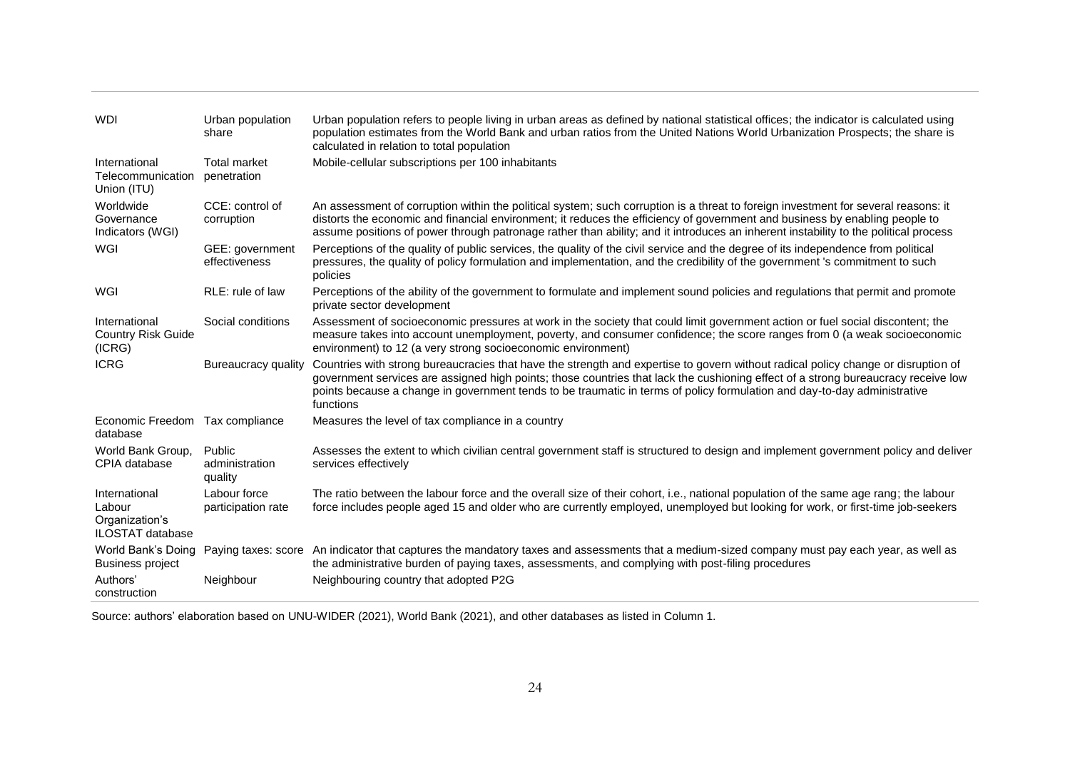| | | |
|---|---|---|
| WDI | Urban population share | Urban population refers to people living in urban areas as defined by national statistical offices; the indicator is calculated using population estimates from the World Bank and urban ratios from the United Nations World Urbanization Prospects; the share is calculated in relation to total population |
| International Telecommunication Union (ITU) | Total market penetration | Mobile-cellular subscriptions per 100 inhabitants |
| Worldwide Governance Indicators (WGI) | CCE: control of corruption | An assessment of corruption within the political system; such corruption is a threat to foreign investment for several reasons: it distorts the economic and financial environment; it reduces the efficiency of government and business by enabling people to assume positions of power through patronage rather than ability; and it introduces an inherent instability to the political process |
| WGI | GEE: government effectiveness | Perceptions of the quality of public services, the quality of the civil service and the degree of its independence from political pressures, the quality of policy formulation and implementation, and the credibility of the government 's commitment to such policies |
| WGI | RLE: rule of law | Perceptions of the ability of the government to formulate and implement sound policies and regulations that permit and promote private sector development |
| International Country Risk Guide (ICRG) | Social conditions | Assessment of socioeconomic pressures at work in the society that could limit government action or fuel social discontent; the measure takes into account unemployment, poverty, and consumer confidence; the score ranges from 0 (a weak socioeconomic environment) to 12 (a very strong socioeconomic environment) |
| ICRG | Bureaucracy quality | Countries with strong bureaucracies that have the strength and expertise to govern without radical policy change or disruption of government services are assigned high points; those countries that lack the cushioning effect of a strong bureaucracy receive low points because a change in government tends to be traumatic in terms of policy formulation and day-to-day administrative functions |
| Economic Freedom database | Tax compliance | Measures the level of tax compliance in a country |
| World Bank Group, CPIA database | Public administration quality | Assesses the extent to which civilian central government staff is structured to design and implement government policy and deliver services effectively |
| International Labour Organization's ILOSTAT database | Labour force participation rate | The ratio between the labour force and the overall size of their cohort, i.e., national population of the same age rang; the labour force includes people aged 15 and older who are currently employed, unemployed but looking for work, or first-time job-seekers |
| World Bank's Doing Business project | Paying taxes: score | An indicator that captures the mandatory taxes and assessments that a medium-sized company must pay each year, as well as the administrative burden of paying taxes, assessments, and complying with post-filing procedures |
| Authors' construction | Neighbour | Neighbouring country that adopted P2G |

Source: authors' elaboration based on UNU-WIDER (2021), World Bank (2021), and other databases as listed in Column 1.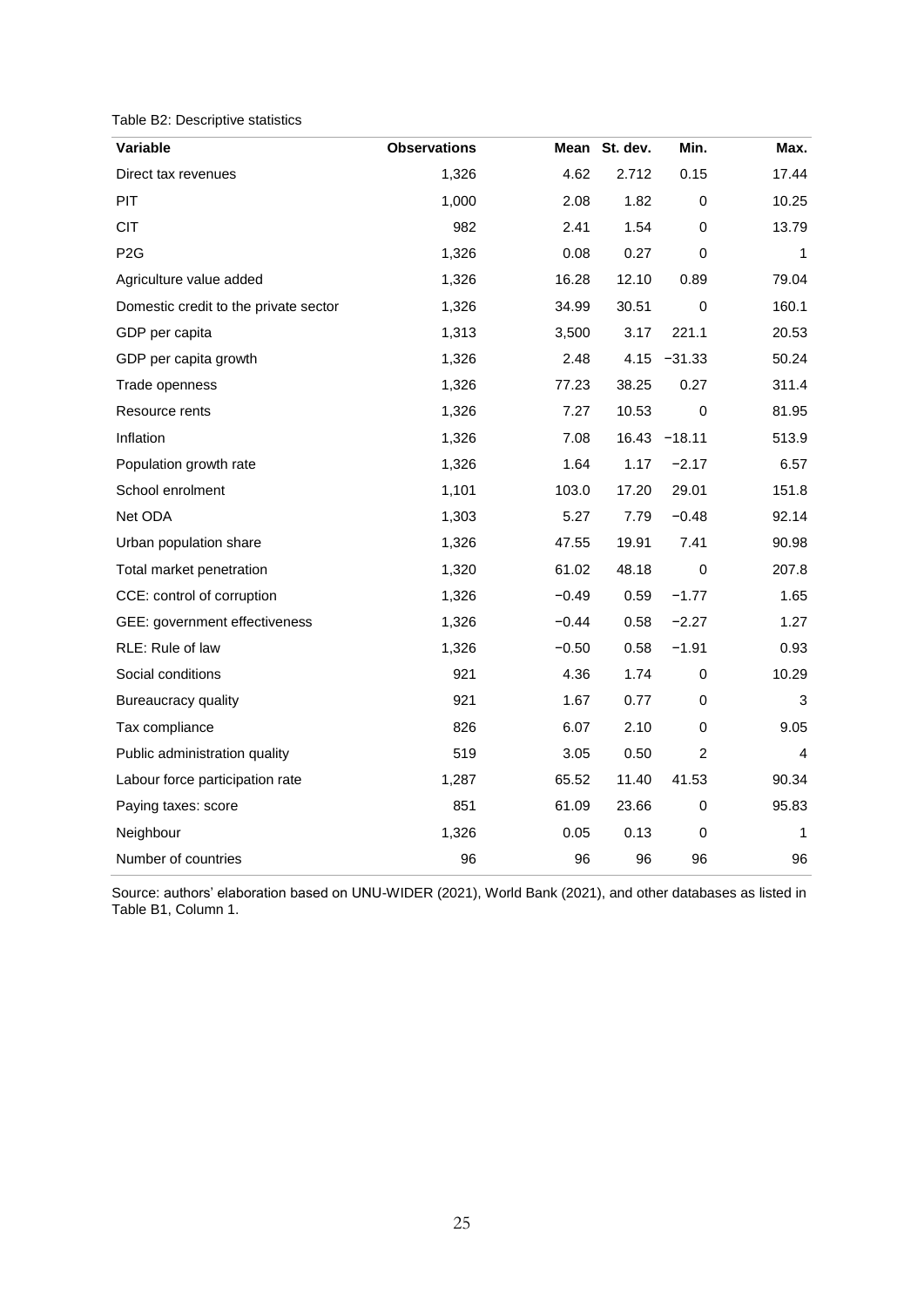Table B2: Descriptive statistics

| Variable | Observations | Mean | St. dev. | Min. | Max. |
|---|---|---|---|---|---|
| Direct tax revenues | 1,326 | 4.62 | 2.712 | 0.15 | 17.44 |
| PIT | 1,000 | 2.08 | 1.82 | 0 | 10.25 |
| CIT | 982 | 2.41 | 1.54 | 0 | 13.79 |
| P2G | 1,326 | 0.08 | 0.27 | 0 | 1 |
| Agriculture value added | 1,326 | 16.28 | 12.10 | 0.89 | 79.04 |
| Domestic credit to the private sector | 1,326 | 34.99 | 30.51 | 0 | 160.1 |
| GDP per capita | 1,313 | 3,500 | 3.17 | 221.1 | 20.53 |
| GDP per capita growth | 1,326 | 2.48 | 4.15 | −31.33 | 50.24 |
| Trade openness | 1,326 | 77.23 | 38.25 | 0.27 | 311.4 |
| Resource rents | 1,326 | 7.27 | 10.53 | 0 | 81.95 |
| Inflation | 1,326 | 7.08 | 16.43 | −18.11 | 513.9 |
| Population growth rate | 1,326 | 1.64 | 1.17 | −2.17 | 6.57 |
| School enrolment | 1,101 | 103.0 | 17.20 | 29.01 | 151.8 |
| Net ODA | 1,303 | 5.27 | 7.79 | −0.48 | 92.14 |
| Urban population share | 1,326 | 47.55 | 19.91 | 7.41 | 90.98 |
| Total market penetration | 1,320 | 61.02 | 48.18 | 0 | 207.8 |
| CCE: control of corruption | 1,326 | −0.49 | 0.59 | −1.77 | 1.65 |
| GEE: government effectiveness | 1,326 | −0.44 | 0.58 | −2.27 | 1.27 |
| RLE: Rule of law | 1,326 | −0.50 | 0.58 | −1.91 | 0.93 |
| Social conditions | 921 | 4.36 | 1.74 | 0 | 10.29 |
| Bureaucracy quality | 921 | 1.67 | 0.77 | 0 | 3 |
| Tax compliance | 826 | 6.07 | 2.10 | 0 | 9.05 |
| Public administration quality | 519 | 3.05 | 0.50 | 2 | 4 |
| Labour force participation rate | 1,287 | 65.52 | 11.40 | 41.53 | 90.34 |
| Paying taxes: score | 851 | 61.09 | 23.66 | 0 | 95.83 |
| Neighbour | 1,326 | 0.05 | 0.13 | 0 | 1 |
| Number of countries | 96 | 96 | 96 | 96 | 96 |

Source: authors' elaboration based on UNU-WIDER (2021), World Bank (2021), and other databases as listed in Table B1, Column 1.